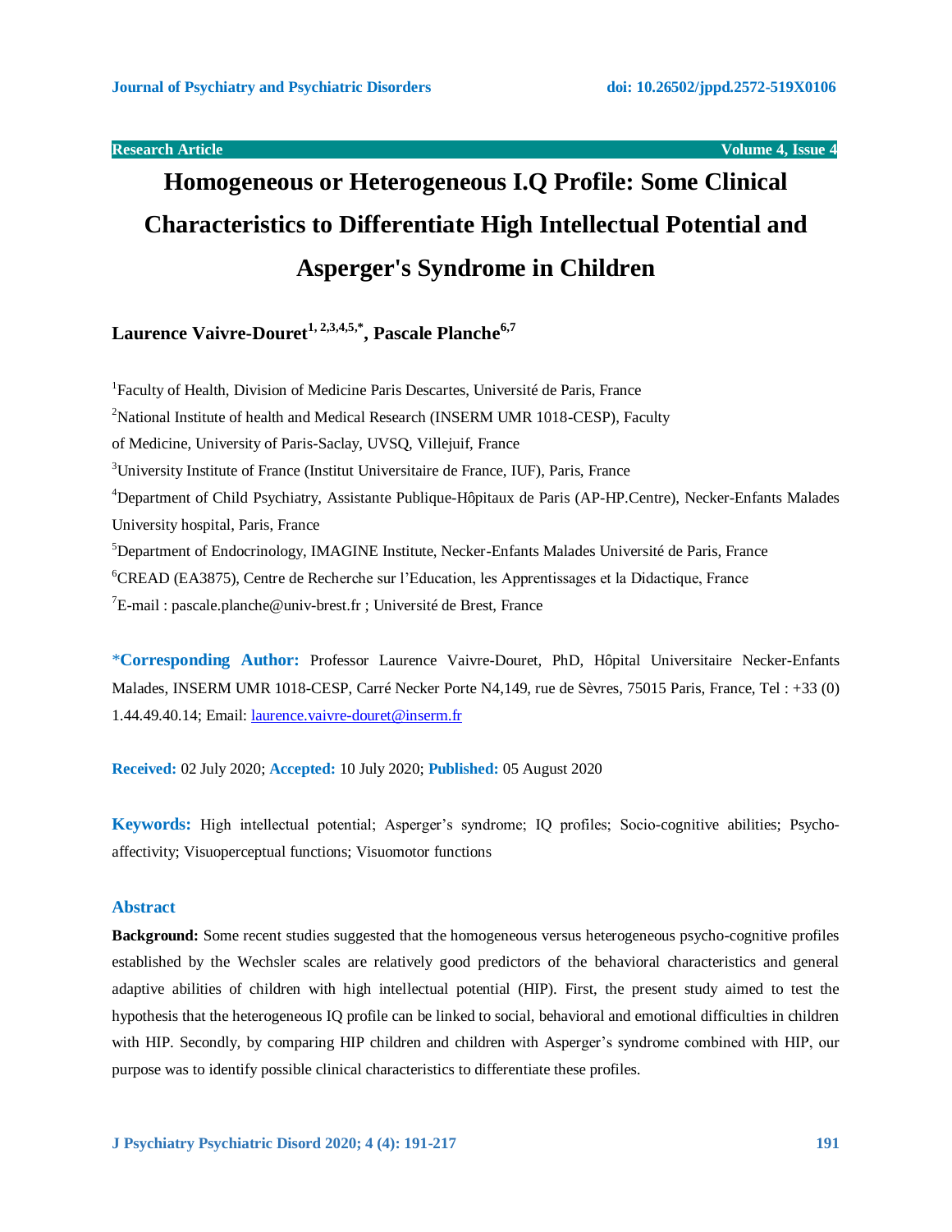Research Article

# Homogeneous or Heterogeneous I.Q Profile: Some Clinical Characteristics to Differentiate High Intellectual Potential and Asperger's Syndrome in Children

**Laurence Vaivre-Douret[1,2,3,4,5,*], Pascale Planche[6,7]**

[1]Faculty of Health, Division of Medicine Paris Descartes, Université de Paris, France

[2]National Institute of health and Medical Research (INSERM UMR 1018-CESP), Faculty of Medicine, University of Paris-Saclay, UVSQ, Villejuif, France

[3]University Institute of France (Institut Universitaire de France, IUF), Paris, France

[4]Department of Child Psychiatry, Assistante Publique-Hôpitaux de Paris (AP-HP.Centre), Necker-Enfants Malades University hospital, Paris, France

[5]Department of Endocrinology, IMAGINE Institute, Necker-Enfants Malades Université de Paris, France

[6]CREAD (EA3875), Centre de Recherche sur l'Education, les Apprentissages et la Didactique, France

[7]E-mail : pascale.planche@univ-brest.fr ; Université de Brest, France

***Corresponding Author:** Professor Laurence Vaivre-Douret, PhD, Hôpital Universitaire Necker-Enfants Malades, INSERM UMR 1018-CESP, Carré Necker Porte N4,149, rue de Sèvres, 75015 Paris, France, Tel : +33 (0) 1.44.49.40.14; Email: laurence.vaivre-douret@inserm.fr

**Received:** 02 July 2020; **Accepted:** 10 July 2020; **Published:** 05 August 2020

**Keywords:** High intellectual potential; Asperger's syndrome; IQ profiles; Socio-cognitive abilities; Psycho-affectivity; Visuoperceptual functions; Visuomotor functions

## Abstract

**Background:** Some recent studies suggested that the homogeneous versus heterogeneous psycho-cognitive profiles established by the Wechsler scales are relatively good predictors of the behavioral characteristics and general adaptive abilities of children with high intellectual potential (HIP). First, the present study aimed to test the hypothesis that the heterogeneous IQ profile can be linked to social, behavioral and emotional difficulties in children with HIP. Secondly, by comparing HIP children and children with Asperger's syndrome combined with HIP, our purpose was to identify possible clinical characteristics to differentiate these profiles.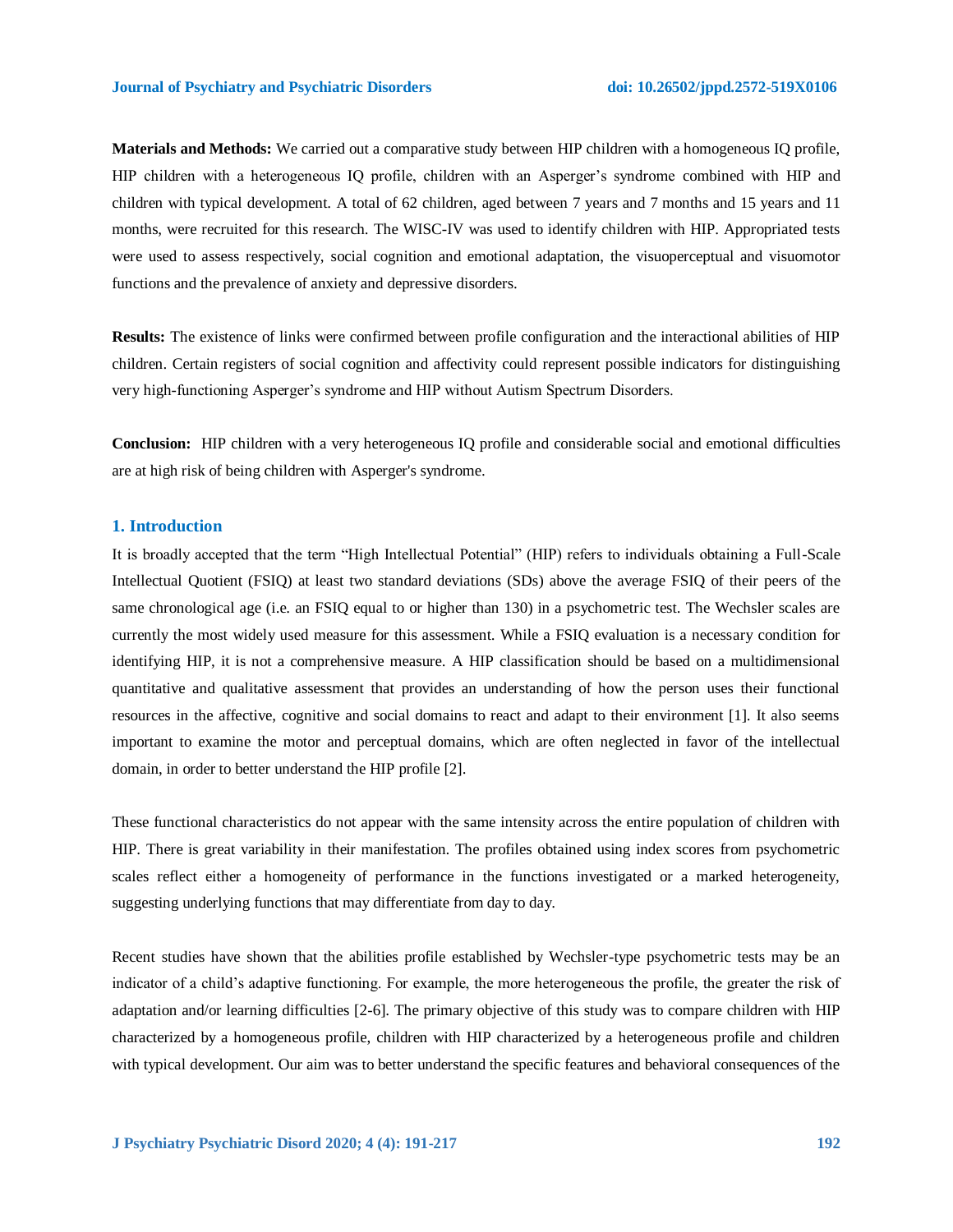**Materials and Methods:** We carried out a comparative study between HIP children with a homogeneous IQ profile, HIP children with a heterogeneous IQ profile, children with an Asperger's syndrome combined with HIP and children with typical development. A total of 62 children, aged between 7 years and 7 months and 15 years and 11 months, were recruited for this research. The WISC-IV was used to identify children with HIP. Appropriated tests were used to assess respectively, social cognition and emotional adaptation, the visuoperceptual and visuomotor functions and the prevalence of anxiety and depressive disorders.

**Results:** The existence of links were confirmed between profile configuration and the interactional abilities of HIP children. Certain registers of social cognition and affectivity could represent possible indicators for distinguishing very high-functioning Asperger's syndrome and HIP without Autism Spectrum Disorders.

**Conclusion:** HIP children with a very heterogeneous IQ profile and considerable social and emotional difficulties are at high risk of being children with Asperger's syndrome.

## 1. Introduction

It is broadly accepted that the term "High Intellectual Potential" (HIP) refers to individuals obtaining a Full-Scale Intellectual Quotient (FSIQ) at least two standard deviations (SDs) above the average FSIQ of their peers of the same chronological age (i.e. an FSIQ equal to or higher than 130) in a psychometric test. The Wechsler scales are currently the most widely used measure for this assessment. While a FSIQ evaluation is a necessary condition for identifying HIP, it is not a comprehensive measure. A HIP classification should be based on a multidimensional quantitative and qualitative assessment that provides an understanding of how the person uses their functional resources in the affective, cognitive and social domains to react and adapt to their environment [1]. It also seems important to examine the motor and perceptual domains, which are often neglected in favor of the intellectual domain, in order to better understand the HIP profile [2].

These functional characteristics do not appear with the same intensity across the entire population of children with HIP. There is great variability in their manifestation. The profiles obtained using index scores from psychometric scales reflect either a homogeneity of performance in the functions investigated or a marked heterogeneity, suggesting underlying functions that may differentiate from day to day.

Recent studies have shown that the abilities profile established by Wechsler-type psychometric tests may be an indicator of a child's adaptive functioning. For example, the more heterogeneous the profile, the greater the risk of adaptation and/or learning difficulties [2-6]. The primary objective of this study was to compare children with HIP characterized by a homogeneous profile, children with HIP characterized by a heterogeneous profile and children with typical development. Our aim was to better understand the specific features and behavioral consequences of the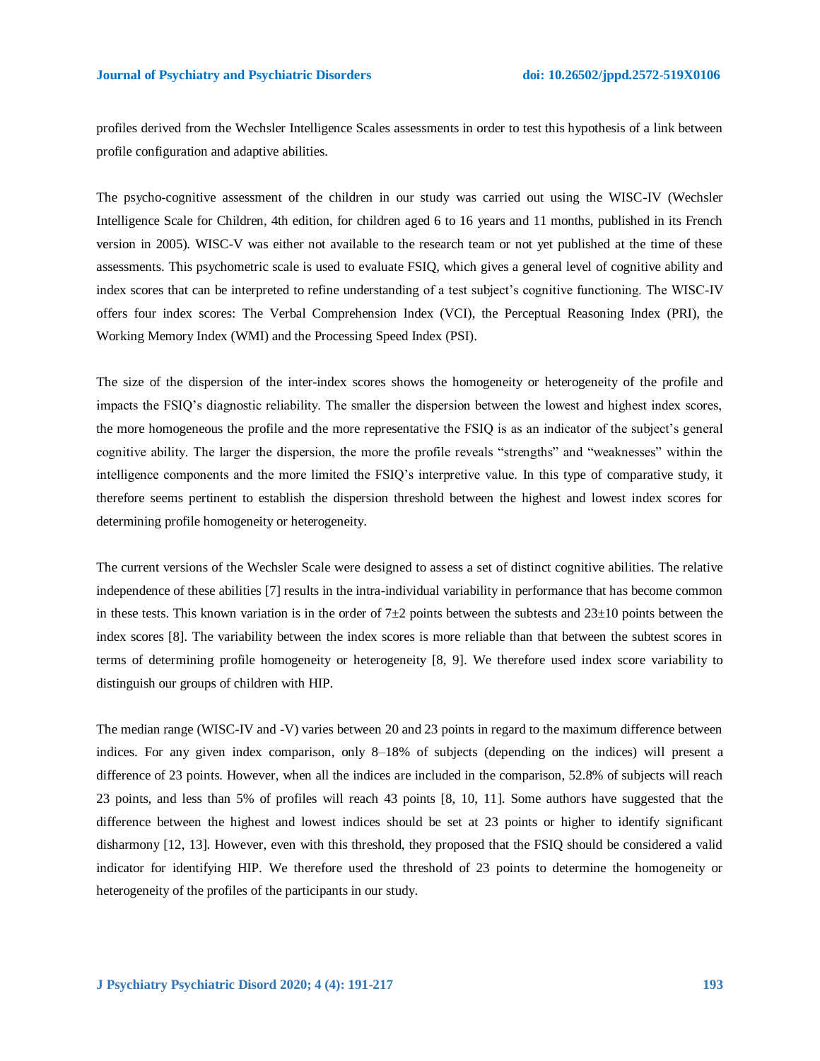profiles derived from the Wechsler Intelligence Scales assessments in order to test this hypothesis of a link between profile configuration and adaptive abilities.

The psycho-cognitive assessment of the children in our study was carried out using the WISC-IV (Wechsler Intelligence Scale for Children, 4th edition, for children aged 6 to 16 years and 11 months, published in its French version in 2005). WISC-V was either not available to the research team or not yet published at the time of these assessments. This psychometric scale is used to evaluate FSIQ, which gives a general level of cognitive ability and index scores that can be interpreted to refine understanding of a test subject's cognitive functioning. The WISC-IV offers four index scores: The Verbal Comprehension Index (VCI), the Perceptual Reasoning Index (PRI), the Working Memory Index (WMI) and the Processing Speed Index (PSI).

The size of the dispersion of the inter-index scores shows the homogeneity or heterogeneity of the profile and impacts the FSIQ's diagnostic reliability. The smaller the dispersion between the lowest and highest index scores, the more homogeneous the profile and the more representative the FSIQ is as an indicator of the subject's general cognitive ability. The larger the dispersion, the more the profile reveals "strengths" and "weaknesses" within the intelligence components and the more limited the FSIQ's interpretive value. In this type of comparative study, it therefore seems pertinent to establish the dispersion threshold between the highest and lowest index scores for determining profile homogeneity or heterogeneity.

The current versions of the Wechsler Scale were designed to assess a set of distinct cognitive abilities. The relative independence of these abilities [7] results in the intra-individual variability in performance that has become common in these tests. This known variation is in the order of 7±2 points between the subtests and 23±10 points between the index scores [8]. The variability between the index scores is more reliable than that between the subtest scores in terms of determining profile homogeneity or heterogeneity [8, 9]. We therefore used index score variability to distinguish our groups of children with HIP.

The median range (WISC-IV and -V) varies between 20 and 23 points in regard to the maximum difference between indices. For any given index comparison, only 8–18% of subjects (depending on the indices) will present a difference of 23 points. However, when all the indices are included in the comparison, 52.8% of subjects will reach 23 points, and less than 5% of profiles will reach 43 points [8, 10, 11]. Some authors have suggested that the difference between the highest and lowest indices should be set at 23 points or higher to identify significant disharmony [12, 13]. However, even with this threshold, they proposed that the FSIQ should be considered a valid indicator for identifying HIP. We therefore used the threshold of 23 points to determine the homogeneity or heterogeneity of the profiles of the participants in our study.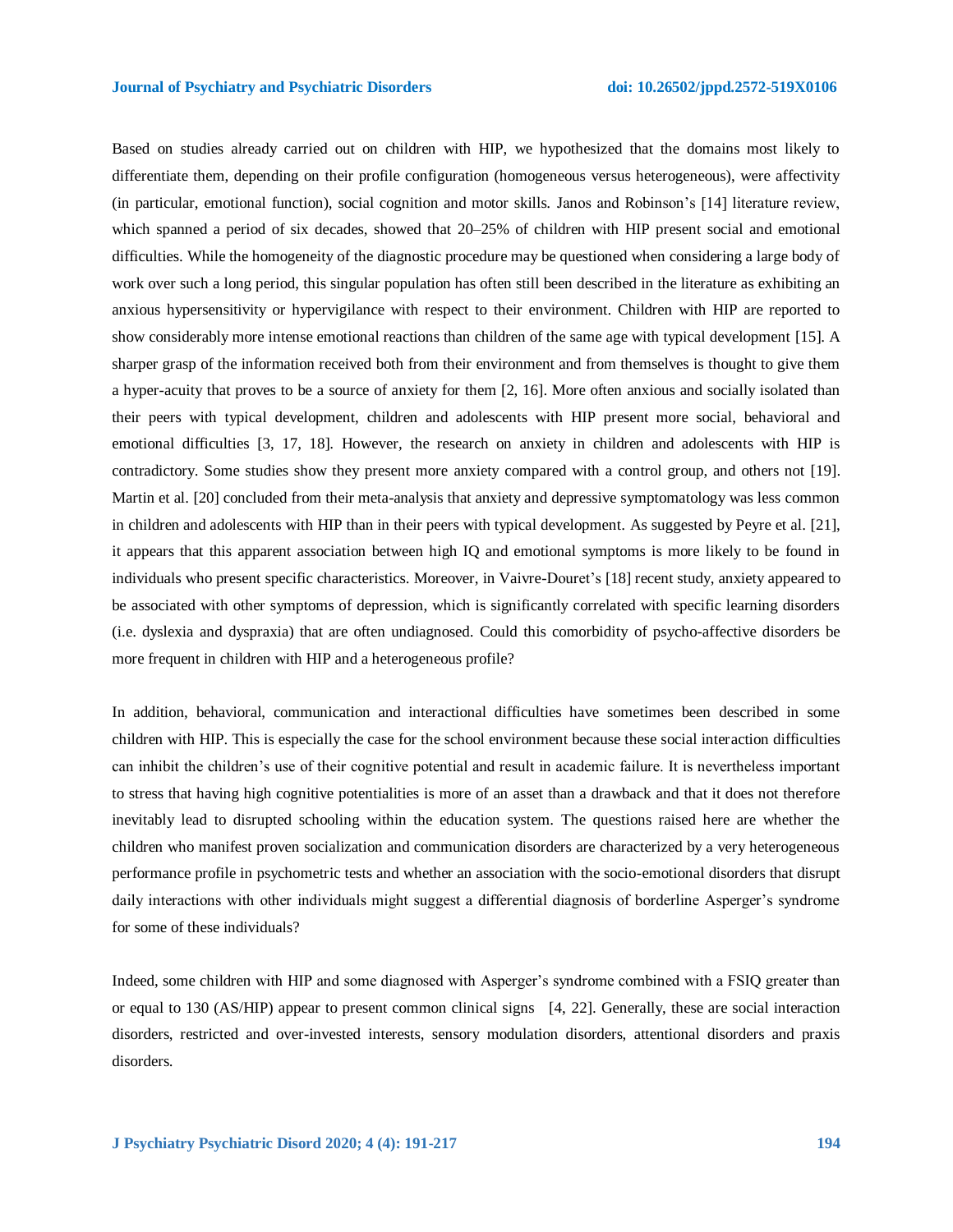Based on studies already carried out on children with HIP, we hypothesized that the domains most likely to differentiate them, depending on their profile configuration (homogeneous versus heterogeneous), were affectivity (in particular, emotional function), social cognition and motor skills. Janos and Robinson's [14] literature review, which spanned a period of six decades, showed that 20–25% of children with HIP present social and emotional difficulties. While the homogeneity of the diagnostic procedure may be questioned when considering a large body of work over such a long period, this singular population has often still been described in the literature as exhibiting an anxious hypersensitivity or hypervigilance with respect to their environment. Children with HIP are reported to show considerably more intense emotional reactions than children of the same age with typical development [15]. A sharper grasp of the information received both from their environment and from themselves is thought to give them a hyper-acuity that proves to be a source of anxiety for them [2, 16]. More often anxious and socially isolated than their peers with typical development, children and adolescents with HIP present more social, behavioral and emotional difficulties [3, 17, 18]. However, the research on anxiety in children and adolescents with HIP is contradictory. Some studies show they present more anxiety compared with a control group, and others not [19]. Martin et al. [20] concluded from their meta-analysis that anxiety and depressive symptomatology was less common in children and adolescents with HIP than in their peers with typical development. As suggested by Peyre et al. [21], it appears that this apparent association between high IQ and emotional symptoms is more likely to be found in individuals who present specific characteristics. Moreover, in Vaivre-Douret's [18] recent study, anxiety appeared to be associated with other symptoms of depression, which is significantly correlated with specific learning disorders (i.e. dyslexia and dyspraxia) that are often undiagnosed. Could this comorbidity of psycho-affective disorders be more frequent in children with HIP and a heterogeneous profile?

In addition, behavioral, communication and interactional difficulties have sometimes been described in some children with HIP. This is especially the case for the school environment because these social interaction difficulties can inhibit the children's use of their cognitive potential and result in academic failure. It is nevertheless important to stress that having high cognitive potentialities is more of an asset than a drawback and that it does not therefore inevitably lead to disrupted schooling within the education system. The questions raised here are whether the children who manifest proven socialization and communication disorders are characterized by a very heterogeneous performance profile in psychometric tests and whether an association with the socio-emotional disorders that disrupt daily interactions with other individuals might suggest a differential diagnosis of borderline Asperger's syndrome for some of these individuals?

Indeed, some children with HIP and some diagnosed with Asperger's syndrome combined with a FSIQ greater than or equal to 130 (AS/HIP) appear to present common clinical signs [4, 22]. Generally, these are social interaction disorders, restricted and over-invested interests, sensory modulation disorders, attentional disorders and praxis disorders.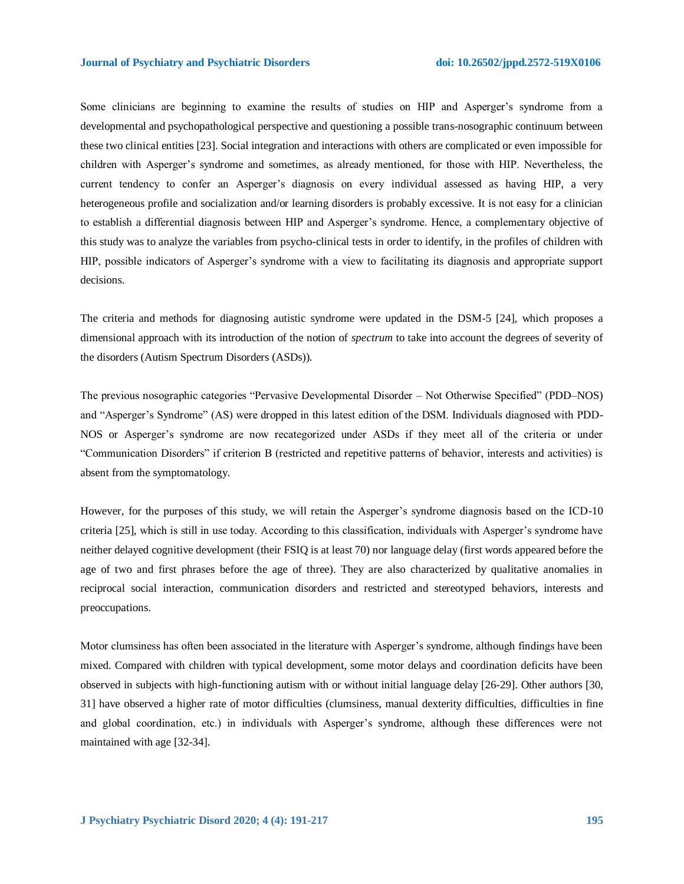Some clinicians are beginning to examine the results of studies on HIP and Asperger's syndrome from a developmental and psychopathological perspective and questioning a possible trans-nosographic continuum between these two clinical entities [23]. Social integration and interactions with others are complicated or even impossible for children with Asperger's syndrome and sometimes, as already mentioned, for those with HIP. Nevertheless, the current tendency to confer an Asperger's diagnosis on every individual assessed as having HIP, a very heterogeneous profile and socialization and/or learning disorders is probably excessive. It is not easy for a clinician to establish a differential diagnosis between HIP and Asperger's syndrome. Hence, a complementary objective of this study was to analyze the variables from psycho-clinical tests in order to identify, in the profiles of children with HIP, possible indicators of Asperger's syndrome with a view to facilitating its diagnosis and appropriate support decisions.

The criteria and methods for diagnosing autistic syndrome were updated in the DSM-5 [24], which proposes a dimensional approach with its introduction of the notion of *spectrum* to take into account the degrees of severity of the disorders (Autism Spectrum Disorders (ASDs)).

The previous nosographic categories "Pervasive Developmental Disorder – Not Otherwise Specified" (PDD–NOS) and "Asperger's Syndrome" (AS) were dropped in this latest edition of the DSM. Individuals diagnosed with PDD-NOS or Asperger's syndrome are now recategorized under ASDs if they meet all of the criteria or under "Communication Disorders" if criterion B (restricted and repetitive patterns of behavior, interests and activities) is absent from the symptomatology.

However, for the purposes of this study, we will retain the Asperger's syndrome diagnosis based on the ICD-10 criteria [25], which is still in use today. According to this classification, individuals with Asperger's syndrome have neither delayed cognitive development (their FSIQ is at least 70) nor language delay (first words appeared before the age of two and first phrases before the age of three). They are also characterized by qualitative anomalies in reciprocal social interaction, communication disorders and restricted and stereotyped behaviors, interests and preoccupations.

Motor clumsiness has often been associated in the literature with Asperger's syndrome, although findings have been mixed. Compared with children with typical development, some motor delays and coordination deficits have been observed in subjects with high-functioning autism with or without initial language delay [26-29]. Other authors [30, 31] have observed a higher rate of motor difficulties (clumsiness, manual dexterity difficulties, difficulties in fine and global coordination, etc.) in individuals with Asperger's syndrome, although these differences were not maintained with age [32-34].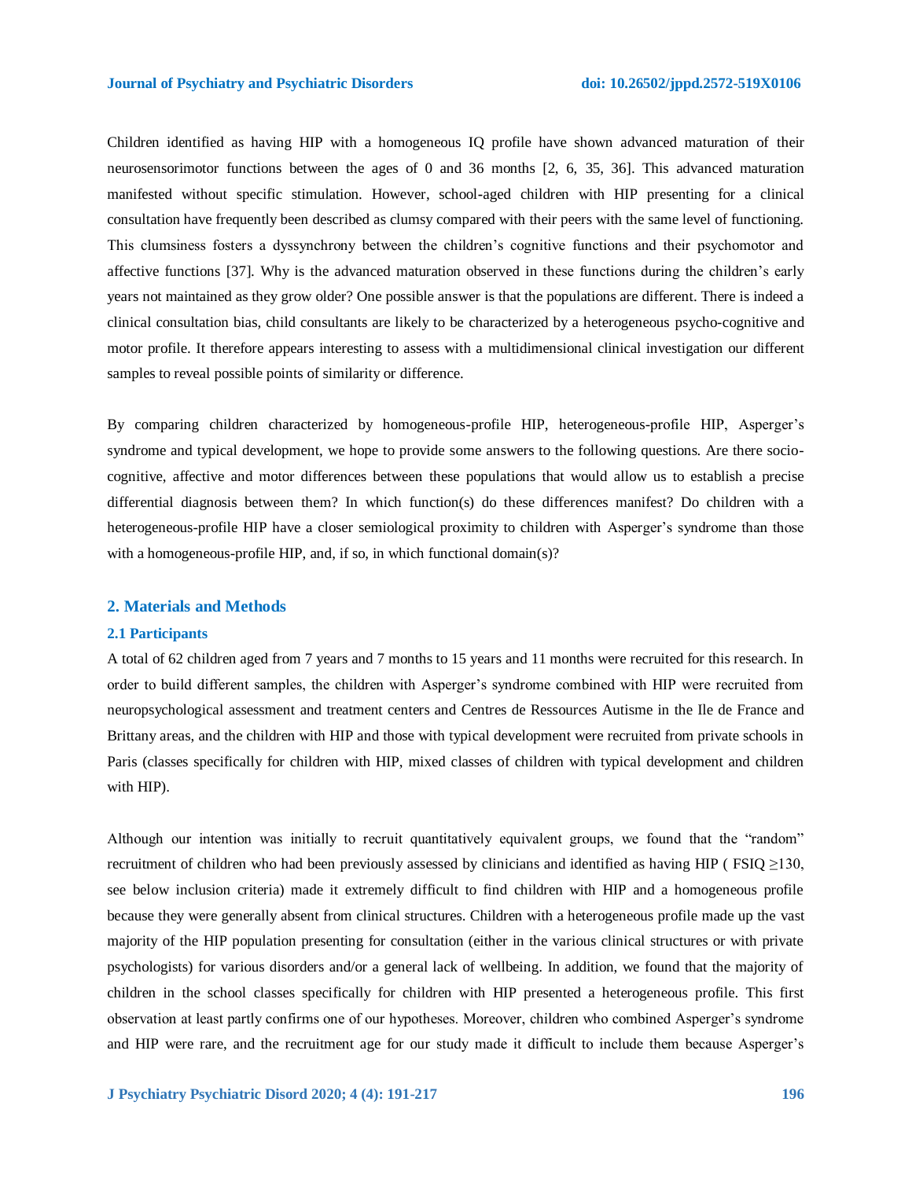Children identified as having HIP with a homogeneous IQ profile have shown advanced maturation of their neurosensorimotor functions between the ages of 0 and 36 months [2, 6, 35, 36]. This advanced maturation manifested without specific stimulation. However, school-aged children with HIP presenting for a clinical consultation have frequently been described as clumsy compared with their peers with the same level of functioning. This clumsiness fosters a dyssynchrony between the children's cognitive functions and their psychomotor and affective functions [37]. Why is the advanced maturation observed in these functions during the children's early years not maintained as they grow older? One possible answer is that the populations are different. There is indeed a clinical consultation bias, child consultants are likely to be characterized by a heterogeneous psycho-cognitive and motor profile. It therefore appears interesting to assess with a multidimensional clinical investigation our different samples to reveal possible points of similarity or difference.

By comparing children characterized by homogeneous-profile HIP, heterogeneous-profile HIP, Asperger's syndrome and typical development, we hope to provide some answers to the following questions. Are there socio-cognitive, affective and motor differences between these populations that would allow us to establish a precise differential diagnosis between them? In which function(s) do these differences manifest? Do children with a heterogeneous-profile HIP have a closer semiological proximity to children with Asperger's syndrome than those with a homogeneous-profile HIP, and, if so, in which functional domain(s)?

## 2. Materials and Methods

### 2.1 Participants

A total of 62 children aged from 7 years and 7 months to 15 years and 11 months were recruited for this research. In order to build different samples, the children with Asperger's syndrome combined with HIP were recruited from neuropsychological assessment and treatment centers and Centres de Ressources Autisme in the Ile de France and Brittany areas, and the children with HIP and those with typical development were recruited from private schools in Paris (classes specifically for children with HIP, mixed classes of children with typical development and children with HIP).

Although our intention was initially to recruit quantitatively equivalent groups, we found that the "random" recruitment of children who had been previously assessed by clinicians and identified as having HIP ( FSIQ ≥130, see below inclusion criteria) made it extremely difficult to find children with HIP and a homogeneous profile because they were generally absent from clinical structures. Children with a heterogeneous profile made up the vast majority of the HIP population presenting for consultation (either in the various clinical structures or with private psychologists) for various disorders and/or a general lack of wellbeing. In addition, we found that the majority of children in the school classes specifically for children with HIP presented a heterogeneous profile. This first observation at least partly confirms one of our hypotheses. Moreover, children who combined Asperger's syndrome and HIP were rare, and the recruitment age for our study made it difficult to include them because Asperger's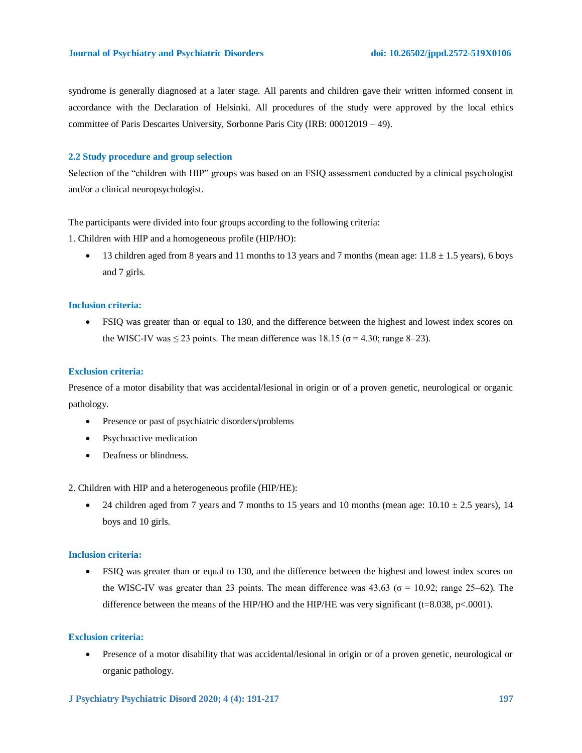syndrome is generally diagnosed at a later stage. All parents and children gave their written informed consent in accordance with the Declaration of Helsinki. All procedures of the study were approved by the local ethics committee of Paris Descartes University, Sorbonne Paris City (IRB: 00012019 – 49).

### 2.2 Study procedure and group selection

Selection of the "children with HIP" groups was based on an FSIQ assessment conducted by a clinical psychologist and/or a clinical neuropsychologist.

The participants were divided into four groups according to the following criteria:

1. Children with HIP and a homogeneous profile (HIP/HO):

- 13 children aged from 8 years and 11 months to 13 years and 7 months (mean age: 11.8 ± 1.5 years), 6 boys and 7 girls.

#### Inclusion criteria:

- FSIQ was greater than or equal to 130, and the difference between the highest and lowest index scores on the WISC-IV was ≤ 23 points. The mean difference was 18.15 ($\sigma = 4.30$; range 8–23).

#### Exclusion criteria:

Presence of a motor disability that was accidental/lesional in origin or of a proven genetic, neurological or organic pathology.

- Presence or past of psychiatric disorders/problems
- Psychoactive medication
- Deafness or blindness.

2. Children with HIP and a heterogeneous profile (HIP/HE):

- 24 children aged from 7 years and 7 months to 15 years and 10 months (mean age: 10.10 ± 2.5 years), 14 boys and 10 girls.

#### Inclusion criteria:

- FSIQ was greater than or equal to 130, and the difference between the highest and lowest index scores on the WISC-IV was greater than 23 points. The mean difference was 43.63 ($\sigma = 10.92$; range 25–62). The difference between the means of the HIP/HO and the HIP/HE was very significant ($t=8.038$, $p<.0001$).

#### Exclusion criteria:

- Presence of a motor disability that was accidental/lesional in origin or of a proven genetic, neurological or organic pathology.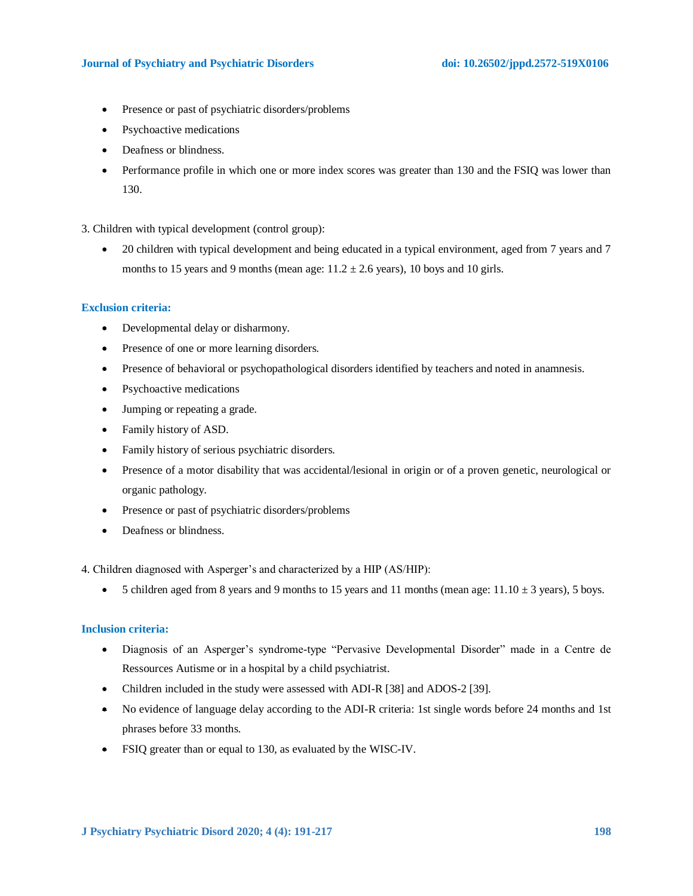- Presence or past of psychiatric disorders/problems
- Psychoactive medications
- Deafness or blindness.
- Performance profile in which one or more index scores was greater than 130 and the FSIQ was lower than 130.

3. Children with typical development (control group):

- 20 children with typical development and being educated in a typical environment, aged from 7 years and 7 months to 15 years and 9 months (mean age: 11.2 ± 2.6 years), 10 boys and 10 girls.

**Exclusion criteria:**

- Developmental delay or disharmony.
- Presence of one or more learning disorders.
- Presence of behavioral or psychopathological disorders identified by teachers and noted in anamnesis.
- Psychoactive medications
- Jumping or repeating a grade.
- Family history of ASD.
- Family history of serious psychiatric disorders.
- Presence of a motor disability that was accidental/lesional in origin or of a proven genetic, neurological or organic pathology.
- Presence or past of psychiatric disorders/problems
- Deafness or blindness.

4. Children diagnosed with Asperger's and characterized by a HIP (AS/HIP):

- 5 children aged from 8 years and 9 months to 15 years and 11 months (mean age: 11.10 ± 3 years), 5 boys.

**Inclusion criteria:**

- Diagnosis of an Asperger's syndrome-type "Pervasive Developmental Disorder" made in a Centre de Ressources Autisme or in a hospital by a child psychiatrist.
- Children included in the study were assessed with ADI-R [38] and ADOS-2 [39].
- No evidence of language delay according to the ADI-R criteria: 1st single words before 24 months and 1st phrases before 33 months.
- FSIQ greater than or equal to 130, as evaluated by the WISC-IV.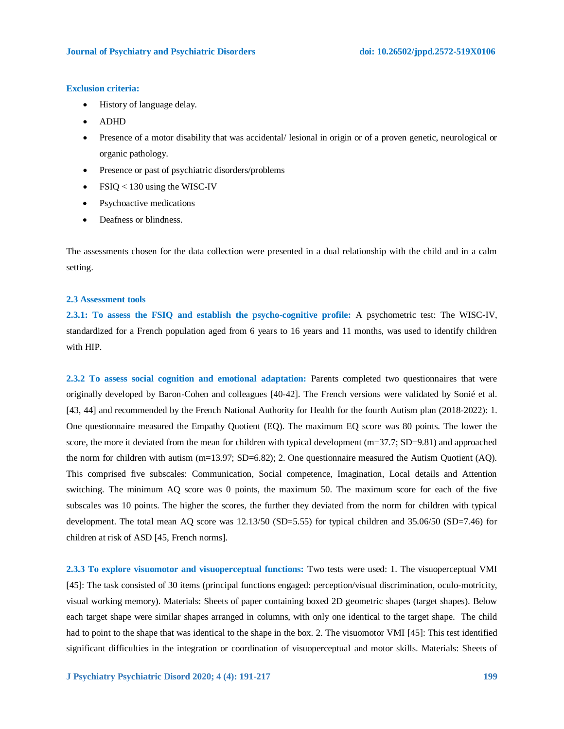**Exclusion criteria:**

- History of language delay.
- ADHD
- Presence of a motor disability that was accidental/ lesional in origin or of a proven genetic, neurological or organic pathology.
- Presence or past of psychiatric disorders/problems
- FSIQ < 130 using the WISC-IV
- Psychoactive medications
- Deafness or blindness.

The assessments chosen for the data collection were presented in a dual relationship with the child and in a calm setting.

### 2.3 Assessment tools

**2.3.1: To assess the FSIQ and establish the psycho-cognitive profile:** A psychometric test: The WISC-IV, standardized for a French population aged from 6 years to 16 years and 11 months, was used to identify children with HIP.

**2.3.2 To assess social cognition and emotional adaptation:** Parents completed two questionnaires that were originally developed by Baron-Cohen and colleagues [40-42]. The French versions were validated by Sonié et al. [43, 44] and recommended by the French National Authority for Health for the fourth Autism plan (2018-2022): 1. One questionnaire measured the Empathy Quotient (EQ). The maximum EQ score was 80 points. The lower the score, the more it deviated from the mean for children with typical development (m=37.7; SD=9.81) and approached the norm for children with autism (m=13.97; SD=6.82); 2. One questionnaire measured the Autism Quotient (AQ). This comprised five subscales: Communication, Social competence, Imagination, Local details and Attention switching. The minimum AQ score was 0 points, the maximum 50. The maximum score for each of the five subscales was 10 points. The higher the scores, the further they deviated from the norm for children with typical development. The total mean AQ score was 12.13/50 (SD=5.55) for typical children and 35.06/50 (SD=7.46) for children at risk of ASD [45, French norms].

**2.3.3 To explore visuomotor and visuoperceptual functions:** Two tests were used: 1. The visuoperceptual VMI [45]: The task consisted of 30 items (principal functions engaged: perception/visual discrimination, oculo-motricity, visual working memory). Materials: Sheets of paper containing boxed 2D geometric shapes (target shapes). Below each target shape were similar shapes arranged in columns, with only one identical to the target shape. The child had to point to the shape that was identical to the shape in the box. 2. The visuomotor VMI [45]: This test identified significant difficulties in the integration or coordination of visuoperceptual and motor skills. Materials: Sheets of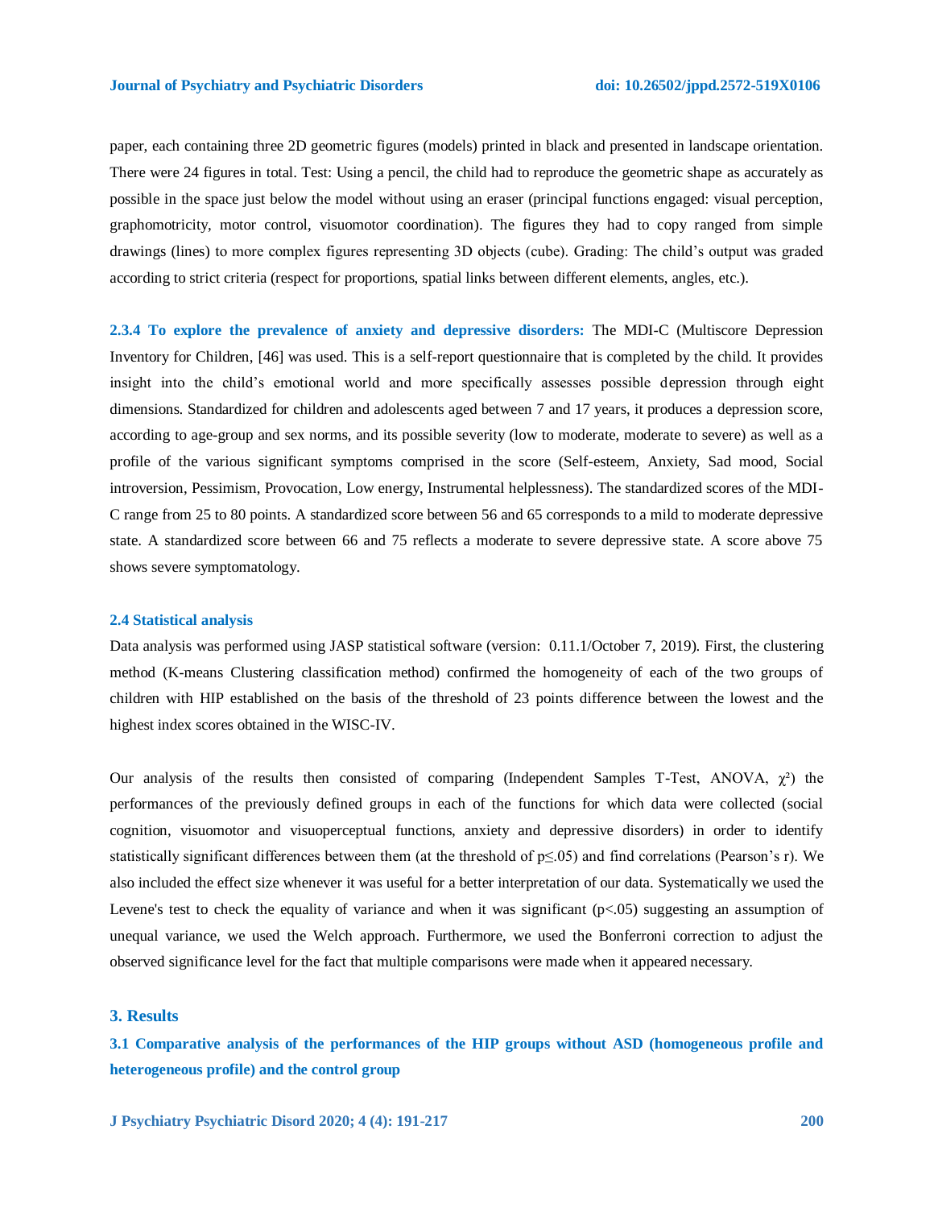paper, each containing three 2D geometric figures (models) printed in black and presented in landscape orientation. There were 24 figures in total. Test: Using a pencil, the child had to reproduce the geometric shape as accurately as possible in the space just below the model without using an eraser (principal functions engaged: visual perception, graphomotricity, motor control, visuomotor coordination). The figures they had to copy ranged from simple drawings (lines) to more complex figures representing 3D objects (cube). Grading: The child's output was graded according to strict criteria (respect for proportions, spatial links between different elements, angles, etc.).

**2.3.4 To explore the prevalence of anxiety and depressive disorders:** The MDI-C (Multiscore Depression Inventory for Children, [46] was used. This is a self-report questionnaire that is completed by the child. It provides insight into the child's emotional world and more specifically assesses possible depression through eight dimensions. Standardized for children and adolescents aged between 7 and 17 years, it produces a depression score, according to age-group and sex norms, and its possible severity (low to moderate, moderate to severe) as well as a profile of the various significant symptoms comprised in the score (Self-esteem, Anxiety, Sad mood, Social introversion, Pessimism, Provocation, Low energy, Instrumental helplessness). The standardized scores of the MDI-C range from 25 to 80 points. A standardized score between 56 and 65 corresponds to a mild to moderate depressive state. A standardized score between 66 and 75 reflects a moderate to severe depressive state. A score above 75 shows severe symptomatology.

### 2.4 Statistical analysis

Data analysis was performed using JASP statistical software (version: 0.11.1/October 7, 2019). First, the clustering method (K-means Clustering classification method) confirmed the homogeneity of each of the two groups of children with HIP established on the basis of the threshold of 23 points difference between the lowest and the highest index scores obtained in the WISC-IV.

Our analysis of the results then consisted of comparing (Independent Samples T-Test, ANOVA, $\chi^2$) the performances of the previously defined groups in each of the functions for which data were collected (social cognition, visuomotor and visuoperceptual functions, anxiety and depressive disorders) in order to identify statistically significant differences between them (at the threshold of $p \leq .05$) and find correlations (Pearson's r). We also included the effect size whenever it was useful for a better interpretation of our data. Systematically we used the Levene's test to check the equality of variance and when it was significant ($p < .05$) suggesting an assumption of unequal variance, we used the Welch approach. Furthermore, we used the Bonferroni correction to adjust the observed significance level for the fact that multiple comparisons were made when it appeared necessary.

## 3. Results

### 3.1 Comparative analysis of the performances of the HIP groups without ASD (homogeneous profile and heterogeneous profile) and the control group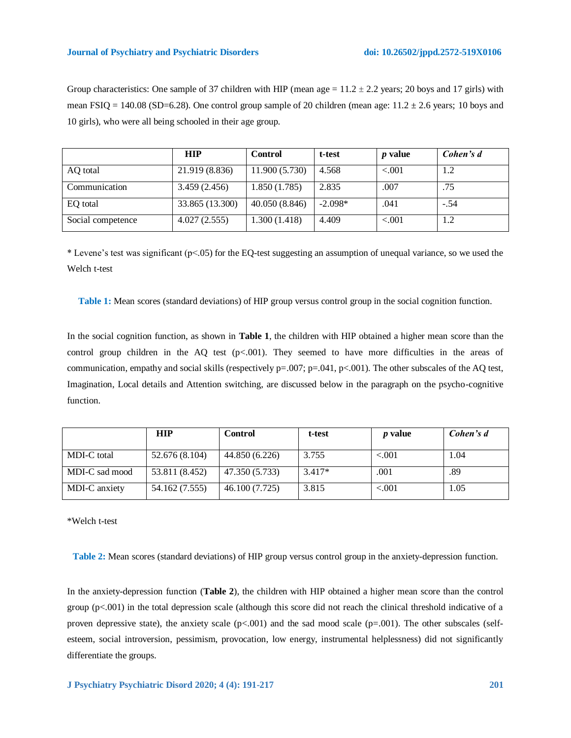Group characteristics: One sample of 37 children with HIP (mean age = 11.2 ± 2.2 years; 20 boys and 17 girls) with mean FSIQ = 140.08 (SD=6.28). One control group sample of 20 children (mean age: 11.2 ± 2.6 years; 10 boys and 10 girls), who were all being schooled in their age group.

| | HIP | Control | t-test | *p* value | *Cohen's d* |
|---|---|---|---|---|---|
| AQ total | 21.919 (8.836) | 11.900 (5.730) | 4.568 | <.001 | 1.2 |
| Communication | 3.459 (2.456) | 1.850 (1.785) | 2.835 | .007 | .75 |
| EQ total | 33.865 (13.300) | 40.050 (8.846) | -2.098* | .041 | -.54 |
| Social competence | 4.027 (2.555) | 1.300 (1.418) | 4.409 | <.001 | 1.2 |

* Levene's test was significant (p<.05) for the EQ-test suggesting an assumption of unequal variance, so we used the Welch t-test

**Table 1:** Mean scores (standard deviations) of HIP group versus control group in the social cognition function.

In the social cognition function, as shown in **Table 1**, the children with HIP obtained a higher mean score than the control group children in the AQ test (p<.001). They seemed to have more difficulties in the areas of communication, empathy and social skills (respectively p=.007; p=.041, p<.001). The other subscales of the AQ test, Imagination, Local details and Attention switching, are discussed below in the paragraph on the psycho-cognitive function.

| | HIP | Control | t-test | *p* value | *Cohen's d* |
|---|---|---|---|---|---|
| MDI-C total | 52.676 (8.104) | 44.850 (6.226) | 3.755 | <.001 | 1.04 |
| MDI-C sad mood | 53.811 (8.452) | 47.350 (5.733) | 3.417* | .001 | .89 |
| MDI-C anxiety | 54.162 (7.555) | 46.100 (7.725) | 3.815 | <.001 | 1.05 |

*Welch t-test

**Table 2:** Mean scores (standard deviations) of HIP group versus control group in the anxiety-depression function.

In the anxiety-depression function (**Table 2**), the children with HIP obtained a higher mean score than the control group (p<.001) in the total depression scale (although this score did not reach the clinical threshold indicative of a proven depressive state), the anxiety scale (p<.001) and the sad mood scale (p=.001). The other subscales (self-esteem, social introversion, pessimism, provocation, low energy, instrumental helplessness) did not significantly differentiate the groups.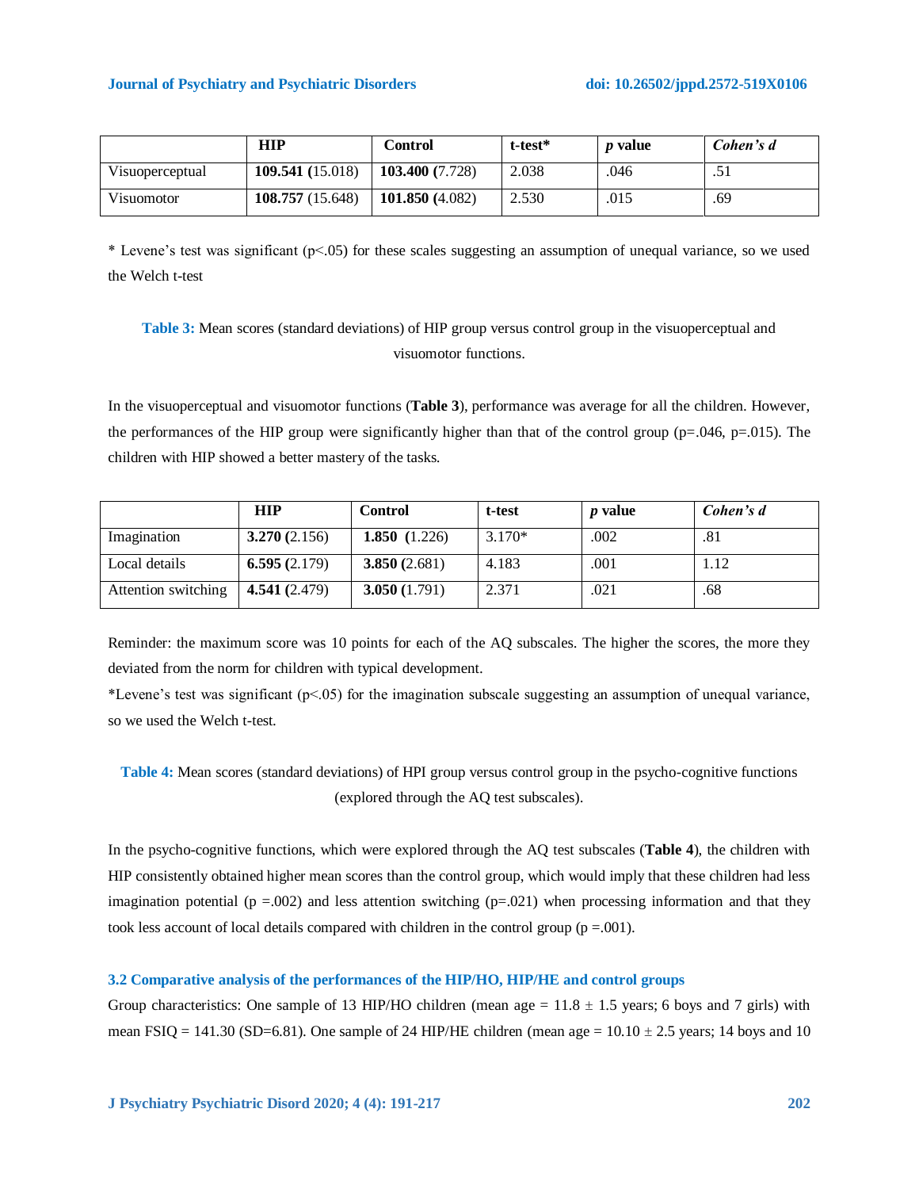| | **HIP** | **Control** | **t-test*** | ***p* value** | ***Cohen's d*** |
|---|---|---|---|---|---|
| Visuoperceptual | **109.541** (15.018) | **103.400 (**7.728) | 2.038 | .046 | .51 |
| Visuomotor | **108.757** (15.648) | **101.850 (**4.082) | 2.530 | .015 | .69 |

* Levene's test was significant (p<.05) for these scales suggesting an assumption of unequal variance, so we used the Welch t-test

**Table 3:** Mean scores (standard deviations) of HIP group versus control group in the visuoperceptual and visuomotor functions.

In the visuoperceptual and visuomotor functions (**Table 3**), performance was average for all the children. However, the performances of the HIP group were significantly higher than that of the control group (p=.046, p=.015). The children with HIP showed a better mastery of the tasks.

| | **HIP** | **Control** | **t-test** | ***p* value** | ***Cohen's d*** |
|---|---|---|---|---|---|
| Imagination | **3.270 (**2.156) | **1.850 (**1.226) | 3.170* | .002 | .81 |
| Local details | **6.595 (**2.179) | **3.850 (**2.681) | 4.183 | .001 | 1.12 |
| Attention switching | **4.541 (**2.479) | **3.050 (**1.791) | 2.371 | .021 | .68 |

Reminder: the maximum score was 10 points for each of the AQ subscales. The higher the scores, the more they deviated from the norm for children with typical development.

*Levene's test was significant (p<.05) for the imagination subscale suggesting an assumption of unequal variance, so we used the Welch t-test.

**Table 4:** Mean scores (standard deviations) of HPI group versus control group in the psycho-cognitive functions (explored through the AQ test subscales).

In the psycho-cognitive functions, which were explored through the AQ test subscales (**Table 4**), the children with HIP consistently obtained higher mean scores than the control group, which would imply that these children had less imagination potential (p =.002) and less attention switching (p=.021) when processing information and that they took less account of local details compared with children in the control group (p =.001).

### 3.2 Comparative analysis of the performances of the HIP/HO, HIP/HE and control groups

Group characteristics: One sample of 13 HIP/HO children (mean age = 11.8 ± 1.5 years; 6 boys and 7 girls) with mean FSIQ = 141.30 (SD=6.81). One sample of 24 HIP/HE children (mean age = 10.10 ± 2.5 years; 14 boys and 10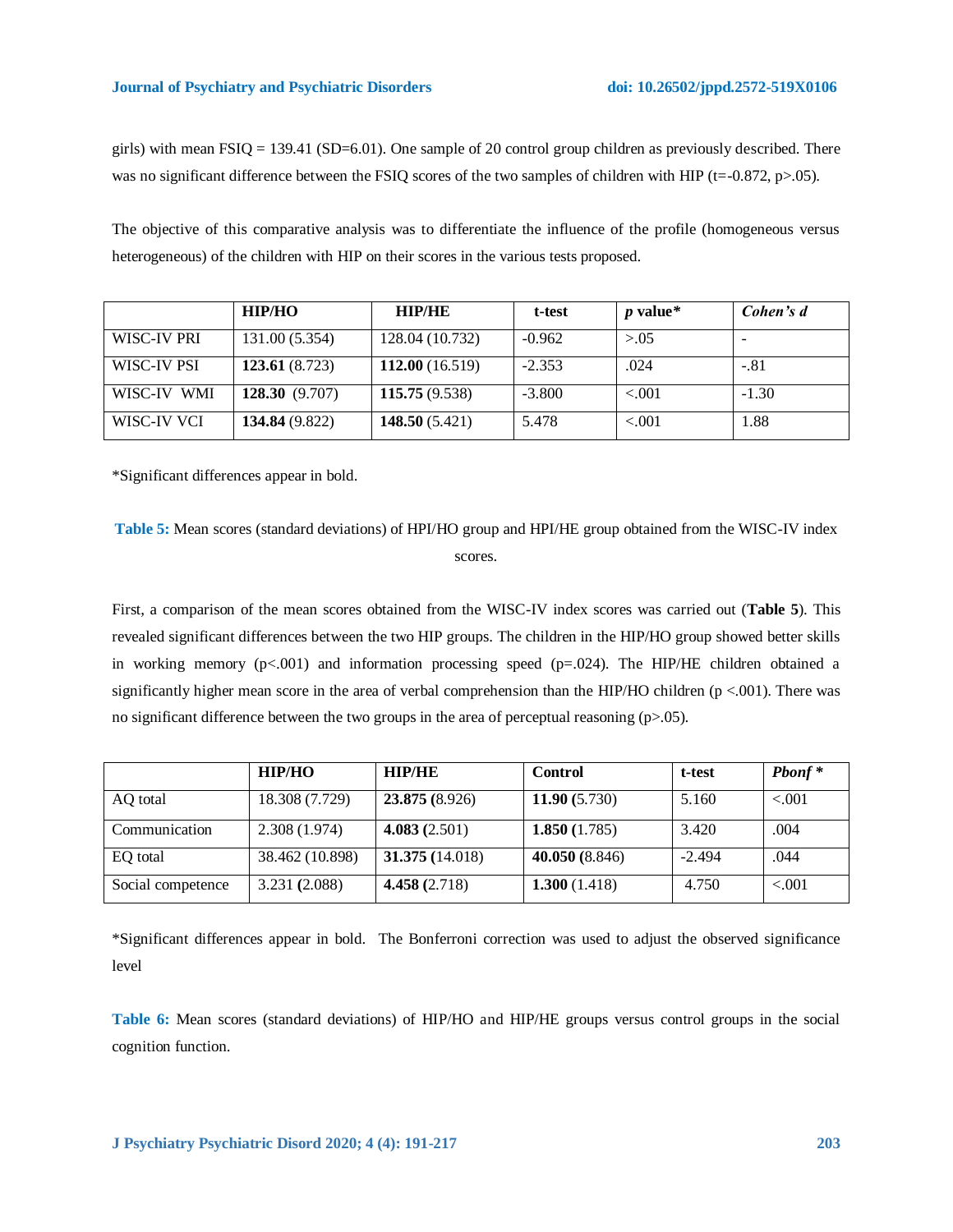girls) with mean FSIQ = 139.41 (SD=6.01). One sample of 20 control group children as previously described. There was no significant difference between the FSIQ scores of the two samples of children with HIP (t=-0.872, p>.05).

The objective of this comparative analysis was to differentiate the influence of the profile (homogeneous versus heterogeneous) of the children with HIP on their scores in the various tests proposed.

| | **HIP/HO** | **HIP/HE** | **t-test** | ***p* value*** | ***Cohen's d*** |
|---|---|---|---|---|---|
| WISC-IV PRI | 131.00 (5.354) | 128.04 (10.732) | -0.962 | >.05 | - |
| WISC-IV PSI | **123.61** (8.723) | **112.00** (16.519) | -2.353 | .024 | -.81 |
| WISC-IV WMI | **128.30** (9.707) | **115.75** (9.538) | -3.800 | <.001 | -1.30 |
| WISC-IV VCI | **134.84** (9.822) | **148.50** (5.421) | 5.478 | <.001 | 1.88 |

*Significant differences appear in bold.

**Table 5:** Mean scores (standard deviations) of HPI/HO group and HPI/HE group obtained from the WISC-IV index scores.

First, a comparison of the mean scores obtained from the WISC-IV index scores was carried out (**Table 5**). This revealed significant differences between the two HIP groups. The children in the HIP/HO group showed better skills in working memory (p<.001) and information processing speed (p=.024). The HIP/HE children obtained a significantly higher mean score in the area of verbal comprehension than the HIP/HO children (p <.001). There was no significant difference between the two groups in the area of perceptual reasoning (p>.05).

| | **HIP/HO** | **HIP/HE** | **Control** | **t-test** | ***Pbonf**** |
|---|---|---|---|---|---|
| AQ total | 18.308 (7.729) | **23.875 (**8.926) | **11.90 (**5.730) | 5.160 | <.001 |
| Communication | 2.308 (1.974) | **4.083 (**2.501) | **1.850 (**1.785) | 3.420 | .004 |
| EQ total | 38.462 (10.898) | **31.375 (**14.018) | **40.050 (**8.846) | -2.494 | .044 |
| Social competence | 3.231 **(**2.088) | **4.458 (**2.718) | **1.300** (1.418) | 4.750 | <.001 |

*Significant differences appear in bold. The Bonferroni correction was used to adjust the observed significance level

**Table 6:** Mean scores (standard deviations) of HIP/HO and HIP/HE groups versus control groups in the social cognition function.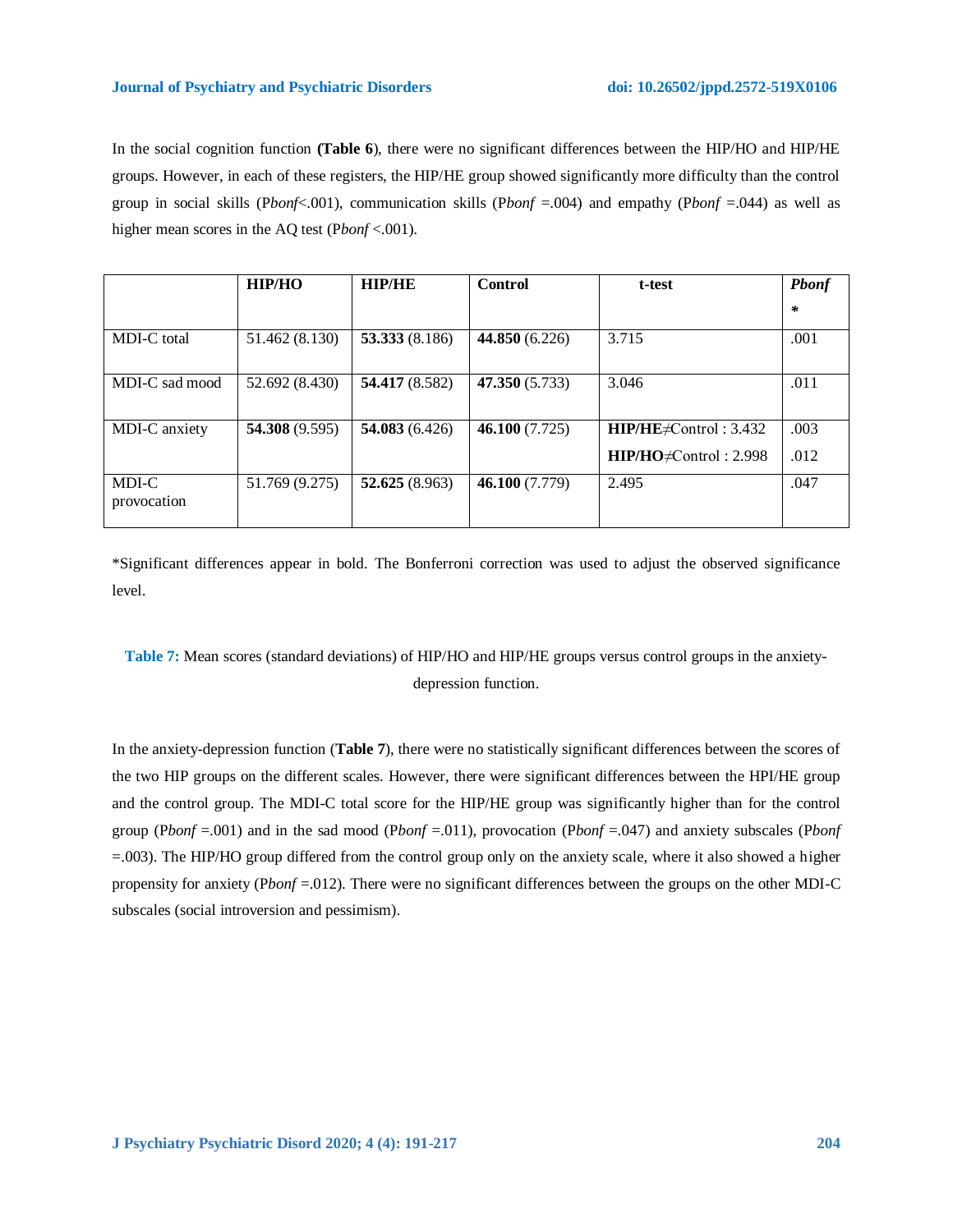In the social cognition function **(Table 6**), there were no significant differences between the HIP/HO and HIP/HE groups. However, in each of these registers, the HIP/HE group showed significantly more difficulty than the control group in social skills (P*bonf*<.001), communication skills (P*bonf* =.004) and empathy (P*bonf* =.044) as well as higher mean scores in the AQ test (P*bonf* <.001).

| | **HIP/HO** | **HIP/HE** | **Control** | **t-test** | ***Pbonf*** * |
|---|---|---|---|---|---|
| MDI-C total | 51.462 (8.130) | **53.333** (8.186) | **44.850** (6.226) | 3.715 | .001 |
| MDI-C sad mood | 52.692 (8.430) | **54.417** (8.582) | **47.350** (5.733) | 3.046 | .011 |
| MDI-C anxiety | **54.308** (9.595) | **54.083** (6.426) | **46.100** (7.725) | **HIP/HE**≠Control : 3.432<br>**HIP/HO**≠Control : 2.998 | .003<br>.012 |
| MDI-C provocation | 51.769 (9.275) | **52.625** (8.963) | **46.100** (7.779) | 2.495 | .047 |

*Significant differences appear in bold. The Bonferroni correction was used to adjust the observed significance level.

**Table 7:** Mean scores (standard deviations) of HIP/HO and HIP/HE groups versus control groups in the anxiety-depression function.

In the anxiety-depression function (**Table 7**), there were no statistically significant differences between the scores of the two HIP groups on the different scales. However, there were significant differences between the HPI/HE group and the control group. The MDI-C total score for the HIP/HE group was significantly higher than for the control group (P*bonf* =.001) and in the sad mood (P*bonf* =.011), provocation (P*bonf* =.047) and anxiety subscales (P*bonf* =.003). The HIP/HO group differed from the control group only on the anxiety scale, where it also showed a higher propensity for anxiety (P*bonf* =.012). There were no significant differences between the groups on the other MDI-C subscales (social introversion and pessimism).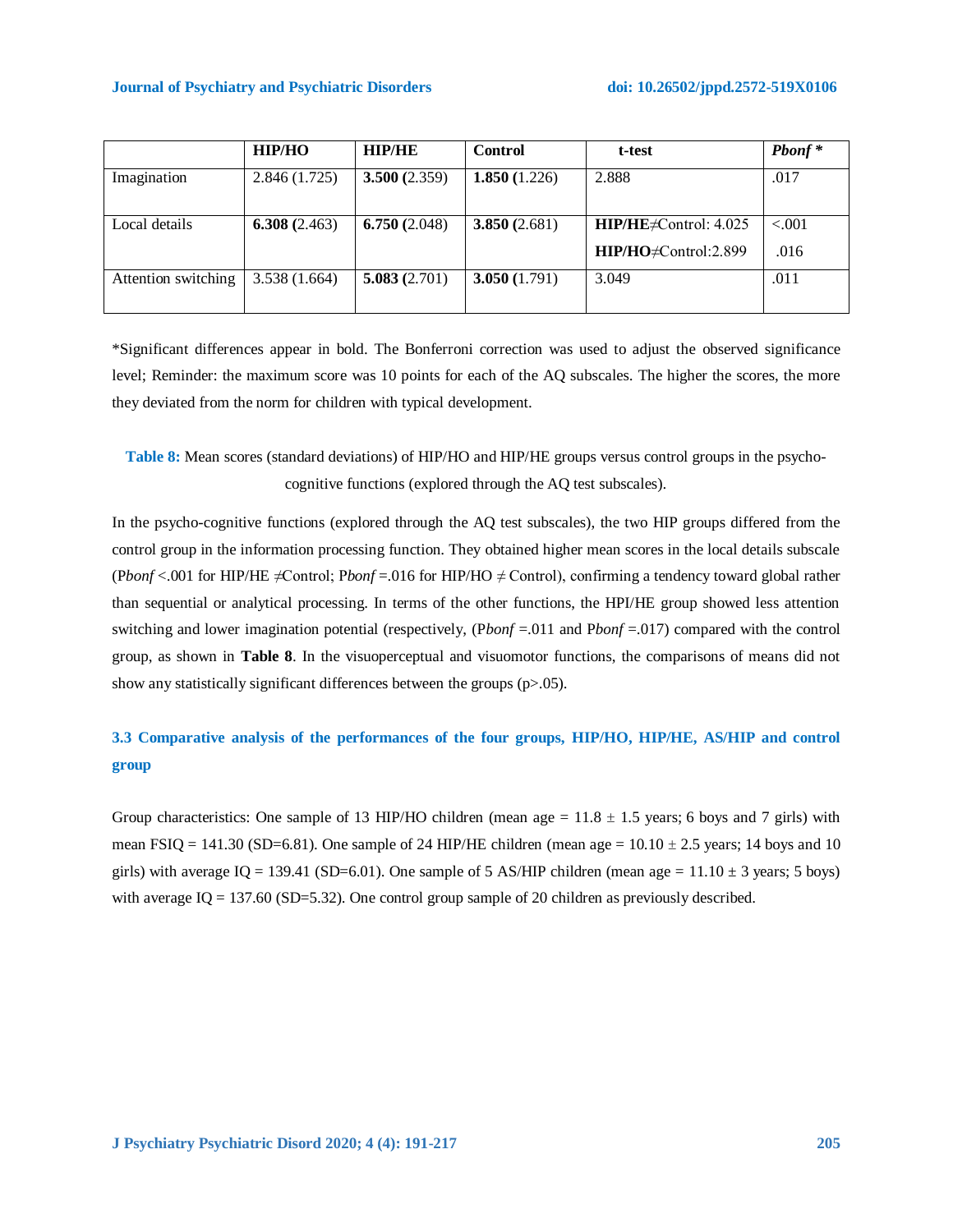| | HIP/HO | HIP/HE | Control | t-test | *Pbonf* * |
|---|---|---|---|---|---|
| Imagination | 2.846 (1.725) | **3.500 (**2.359) | **1.850 (**1.226) | 2.888 | .017 |
| Local details | **6.308 (**2.463) | **6.750 (**2.048) | **3.850 (**2.681) | **HIP/HE**≠Control: 4.025<br>**HIP/HO**≠Control:2.899 | <.001<br>.016 |
| Attention switching | 3.538 (1.664) | **5.083 (**2.701) | **3.050 (**1.791) | 3.049 | .011 |

*Significant differences appear in bold. The Bonferroni correction was used to adjust the observed significance level; Reminder: the maximum score was 10 points for each of the AQ subscales. The higher the scores, the more they deviated from the norm for children with typical development.

**Table 8:** Mean scores (standard deviations) of HIP/HO and HIP/HE groups versus control groups in the psycho-cognitive functions (explored through the AQ test subscales).

In the psycho-cognitive functions (explored through the AQ test subscales), the two HIP groups differed from the control group in the information processing function. They obtained higher mean scores in the local details subscale (P*bonf* <.001 for HIP/HE ≠Control; P*bonf* =.016 for HIP/HO ≠ Control), confirming a tendency toward global rather than sequential or analytical processing. In terms of the other functions, the HPI/HE group showed less attention switching and lower imagination potential (respectively, (P*bonf* =.011 and P*bonf* =.017) compared with the control group, as shown in **Table 8**. In the visuoperceptual and visuomotor functions, the comparisons of means did not show any statistically significant differences between the groups (p>.05).

### 3.3 Comparative analysis of the performances of the four groups, HIP/HO, HIP/HE, AS/HIP and control group

Group characteristics: One sample of 13 HIP/HO children (mean age = 11.8 ± 1.5 years; 6 boys and 7 girls) with mean FSIQ = 141.30 (SD=6.81). One sample of 24 HIP/HE children (mean age = 10.10 ± 2.5 years; 14 boys and 10 girls) with average IQ = 139.41 (SD=6.01). One sample of 5 AS/HIP children (mean age = 11.10 ± 3 years; 5 boys) with average IQ = 137.60 (SD=5.32). One control group sample of 20 children as previously described.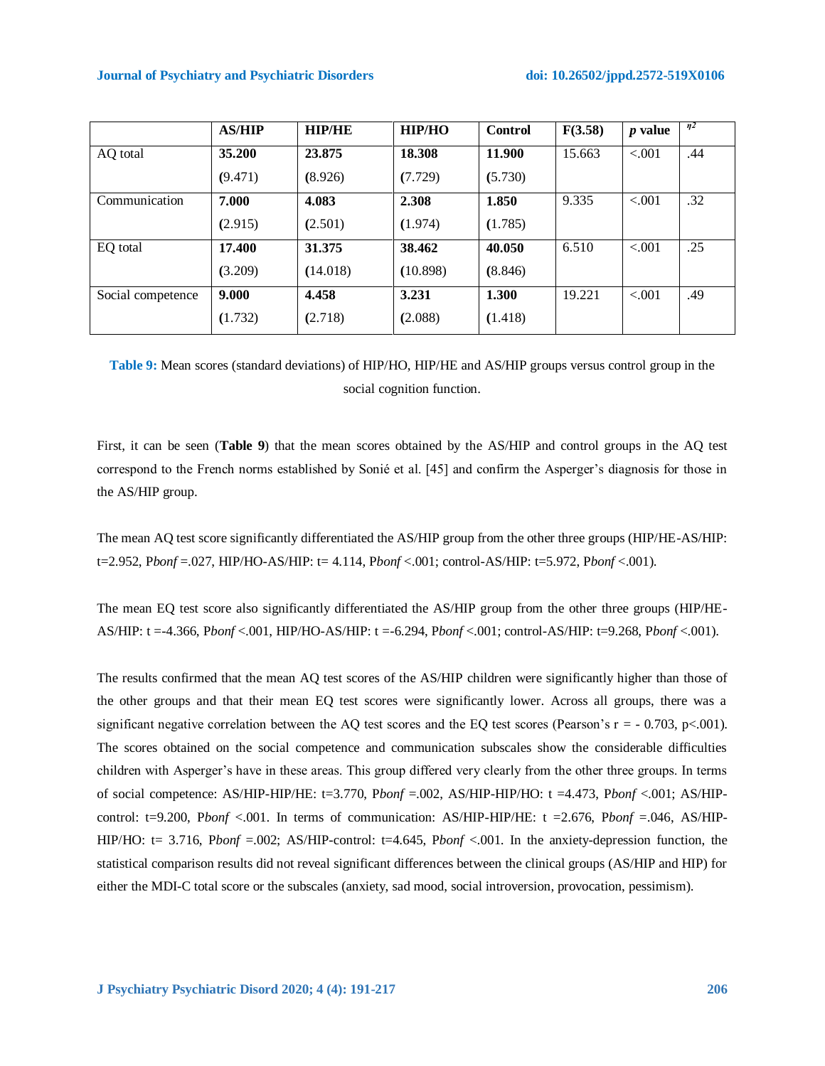| | AS/HIP | HIP/HE | HIP/HO | Control | F(3.58) | *p* value | $\eta^2$ |
|---|---|---|---|---|---|---|---|
| AQ total | **35.200** (9.471) | **23.875** (8.926) | **18.308** (7.729) | **11.900** (5.730) | 15.663 | <.001 | .44 |
| Communication | **7.000** (2.915) | **4.083** (2.501) | **2.308** (1.974) | **1.850** (1.785) | 9.335 | <.001 | .32 |
| EQ total | **17.400** (3.209) | **31.375** (14.018) | **38.462** (10.898) | **40.050** (8.846) | 6.510 | <.001 | .25 |
| Social competence | **9.000** (1.732) | **4.458** (2.718) | **3.231** (2.088) | **1.300** (1.418) | 19.221 | <.001 | .49 |

**Table 9:** Mean scores (standard deviations) of HIP/HO, HIP/HE and AS/HIP groups versus control group in the social cognition function.

First, it can be seen (**Table 9**) that the mean scores obtained by the AS/HIP and control groups in the AQ test correspond to the French norms established by Sonié et al. [45] and confirm the Asperger's diagnosis for those in the AS/HIP group.

The mean AQ test score significantly differentiated the AS/HIP group from the other three groups (HIP/HE-AS/HIP: t=2.952, P*bonf* =.027, HIP/HO-AS/HIP: t= 4.114, P*bonf* <.001; control-AS/HIP: t=5.972, P*bonf* <.001).

The mean EQ test score also significantly differentiated the AS/HIP group from the other three groups (HIP/HE-AS/HIP: t =-4.366, P*bonf* <.001, HIP/HO-AS/HIP: t =-6.294, P*bonf* <.001; control-AS/HIP: t=9.268, P*bonf* <.001).

The results confirmed that the mean AQ test scores of the AS/HIP children were significantly higher than those of the other groups and that their mean EQ test scores were significantly lower. Across all groups, there was a significant negative correlation between the AQ test scores and the EQ test scores (Pearson's r = - 0.703, p<.001). The scores obtained on the social competence and communication subscales show the considerable difficulties children with Asperger's have in these areas. This group differed very clearly from the other three groups. In terms of social competence: AS/HIP-HIP/HE: t=3.770, P*bonf* =.002, AS/HIP-HIP/HO: t =4.473, P*bonf* <.001; AS/HIP-control: t=9.200, P*bonf* <.001. In terms of communication: AS/HIP-HIP/HE: t =2.676, P*bonf* =.046, AS/HIP-HIP/HO: t= 3.716, P*bonf* =.002; AS/HIP-control: t=4.645, P*bonf* <.001. In the anxiety-depression function, the statistical comparison results did not reveal significant differences between the clinical groups (AS/HIP and HIP) for either the MDI-C total score or the subscales (anxiety, sad mood, social introversion, provocation, pessimism).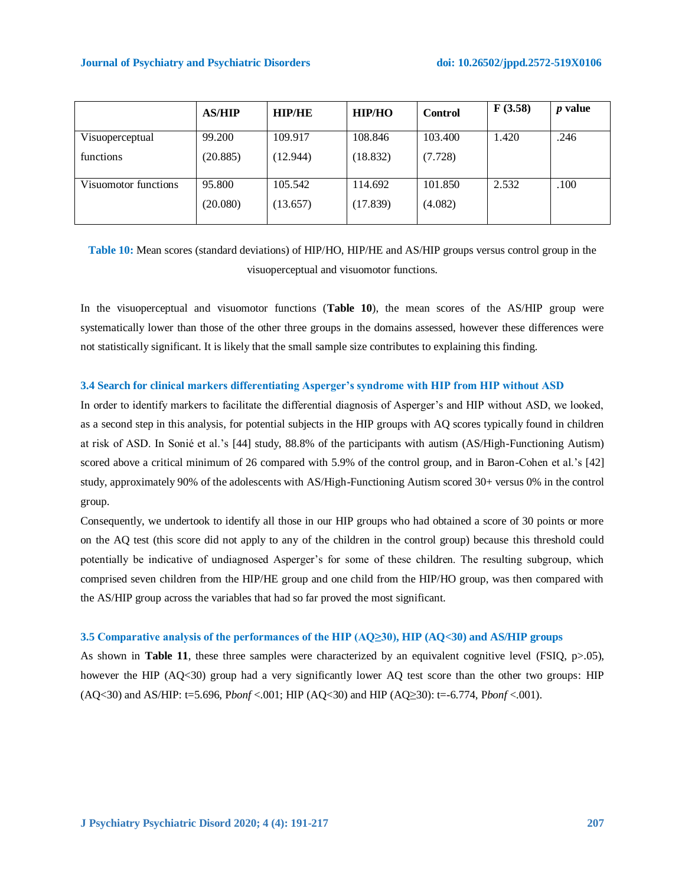| | AS/HIP | HIP/HE | HIP/HO | Control | F (3.58) | *p* value |
|---|---|---|---|---|---|---|
| Visuoperceptual functions | 99.200 (20.885) | 109.917 (12.944) | 108.846 (18.832) | 103.400 (7.728) | 1.420 | .246 |
| Visuomotor functions | 95.800 (20.080) | 105.542 (13.657) | 114.692 (17.839) | 101.850 (4.082) | 2.532 | .100 |

**Table 10:** Mean scores (standard deviations) of HIP/HO, HIP/HE and AS/HIP groups versus control group in the visuoperceptual and visuomotor functions.

In the visuoperceptual and visuomotor functions (**Table 10**), the mean scores of the AS/HIP group were systematically lower than those of the other three groups in the domains assessed, however these differences were not statistically significant. It is likely that the small sample size contributes to explaining this finding.

### 3.4 Search for clinical markers differentiating Asperger's syndrome with HIP from HIP without ASD

In order to identify markers to facilitate the differential diagnosis of Asperger's and HIP without ASD, we looked, as a second step in this analysis, for potential subjects in the HIP groups with AQ scores typically found in children at risk of ASD. In Sonié et al.'s [44] study, 88.8% of the participants with autism (AS/High-Functioning Autism) scored above a critical minimum of 26 compared with 5.9% of the control group, and in Baron-Cohen et al.'s [42] study, approximately 90% of the adolescents with AS/High-Functioning Autism scored 30+ versus 0% in the control group.

Consequently, we undertook to identify all those in our HIP groups who had obtained a score of 30 points or more on the AQ test (this score did not apply to any of the children in the control group) because this threshold could potentially be indicative of undiagnosed Asperger's for some of these children. The resulting subgroup, which comprised seven children from the HIP/HE group and one child from the HIP/HO group, was then compared with the AS/HIP group across the variables that had so far proved the most significant.

### 3.5 Comparative analysis of the performances of the HIP (AQ≥30), HIP (AQ<30) and AS/HIP groups

As shown in **Table 11**, these three samples were characterized by an equivalent cognitive level (FSIQ, $p>.05$), however the HIP (AQ<30) group had a very significantly lower AQ test score than the other two groups: HIP (AQ<30) and AS/HIP: $t=5.696$, $P_{bonf} <.001$; HIP (AQ<30) and HIP (AQ≥30): $t=-6.774$, $P_{bonf} <.001$).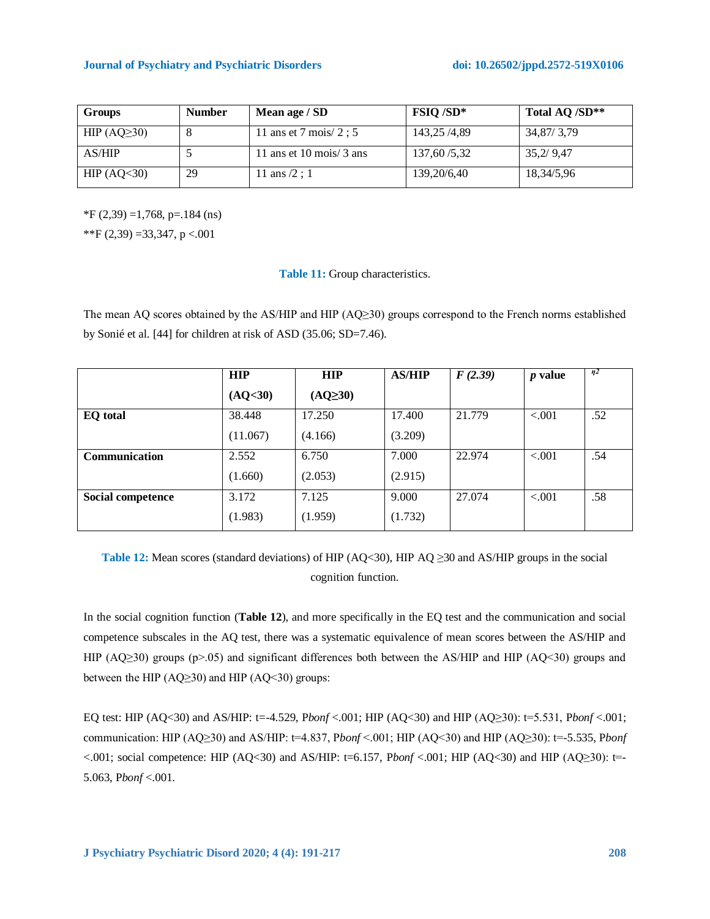| Groups | Number | Mean age / SD | FSIQ /SD* | Total AQ /SD** |
|---|---|---|---|---|
| HIP (AQ≥30) | 8 | 11 ans et 7 mois/ 2 ; 5 | 143,25 /4,89 | 34,87/ 3,79 |
| AS/HIP | 5 | 11 ans et 10 mois/ 3 ans | 137,60 /5,32 | 35,2/ 9,47 |
| HIP (AQ<30) | 29 | 11 ans /2 ; 1 | 139,20/6,40 | 18,34/5,96 |

*F (2,39) =1,768, p=.184 (ns)

**F (2,39) =33,347, p <.001

**Table 11:** Group characteristics.

The mean AQ scores obtained by the AS/HIP and HIP (AQ≥30) groups correspond to the French norms established by Sonié et al. [44] for children at risk of ASD (35.06; SD=7.46).

| | HIP (AQ<30) | HIP (AQ≥30) | AS/HIP | *F (2.39)* | *p* value | $\eta^2$ |
|---|---|---|---|---|---|---|
| **EQ total** | 38.448 (11.067) | 17.250 (4.166) | 17.400 (3.209) | 21.779 | <.001 | .52 |
| **Communication** | 2.552 (1.660) | 6.750 (2.053) | 7.000 (2.915) | 22.974 | <.001 | .54 |
| **Social competence** | 3.172 (1.983) | 7.125 (1.959) | 9.000 (1.732) | 27.074 | <.001 | .58 |

**Table 12:** Mean scores (standard deviations) of HIP (AQ<30), HIP AQ ≥30 and AS/HIP groups in the social cognition function.

In the social cognition function (**Table 12**), and more specifically in the EQ test and the communication and social competence subscales in the AQ test, there was a systematic equivalence of mean scores between the AS/HIP and HIP (AQ≥30) groups (p>.05) and significant differences both between the AS/HIP and HIP (AQ<30) groups and between the HIP (AQ≥30) and HIP (AQ<30) groups:

EQ test: HIP (AQ<30) and AS/HIP: t=-4.529, P*bonf* <.001; HIP (AQ<30) and HIP (AQ≥30): t=5.531, P*bonf* <.001; communication: HIP (AQ≥30) and AS/HIP: t=4.837, P*bonf* <.001; HIP (AQ<30) and HIP (AQ≥30): t=-5.535, P*bonf* <.001; social competence: HIP (AQ<30) and AS/HIP: t=6.157, P*bonf* <.001; HIP (AQ<30) and HIP (AQ≥30): t=-5.063, P*bonf* <.001.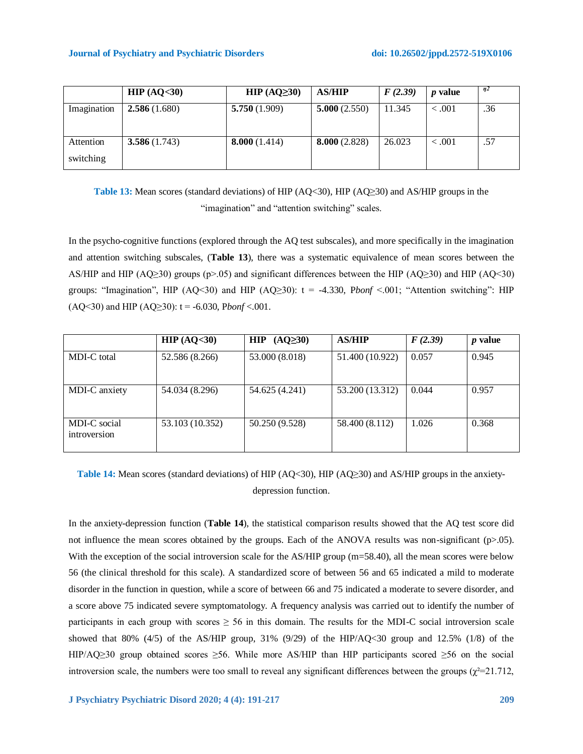| | **HIP (AQ<30)** | **HIP (AQ≥30)** | **AS/HIP** | ***F (2.39)*** | ***p* value** | $\eta^2$ |
|---|---|---|---|---|---|---|
| Imagination | **2.586** (1.680) | **5.750** (1.909) | **5.000** (2.550) | 11.345 | < .001 | .36 |
| Attention switching | **3.586** (1.743) | **8.000** (1.414) | **8.000** (2.828) | 26.023 | < .001 | .57 |

**Table 13:** Mean scores (standard deviations) of HIP (AQ<30), HIP (AQ≥30) and AS/HIP groups in the "imagination" and "attention switching" scales.

In the psycho-cognitive functions (explored through the AQ test subscales), and more specifically in the imagination and attention switching subscales, (**Table 13**), there was a systematic equivalence of mean scores between the AS/HIP and HIP (AQ≥30) groups (p>.05) and significant differences between the HIP (AQ≥30) and HIP (AQ<30) groups: "Imagination", HIP (AQ<30) and HIP (AQ≥30): t = -4.330, P*bonf* <.001; "Attention switching": HIP (AQ<30) and HIP (AQ≥30): t = -6.030, P*bonf* <.001.

| | **HIP (AQ<30)** | **HIP (AQ≥30)** | **AS/HIP** | ***F (2.39)*** | ***p* value** |
|---|---|---|---|---|---|
| MDI-C total | 52.586 (8.266) | 53.000 (8.018) | 51.400 (10.922) | 0.057 | 0.945 |
| MDI-C anxiety | 54.034 (8.296) | 54.625 (4.241) | 53.200 (13.312) | 0.044 | 0.957 |
| MDI-C social introversion | 53.103 (10.352) | 50.250 (9.528) | 58.400 (8.112) | 1.026 | 0.368 |

**Table 14:** Mean scores (standard deviations) of HIP (AQ<30), HIP (AQ≥30) and AS/HIP groups in the anxiety-depression function.

In the anxiety-depression function (**Table 14**), the statistical comparison results showed that the AQ test score did not influence the mean scores obtained by the groups. Each of the ANOVA results was non-significant (p>.05). With the exception of the social introversion scale for the AS/HIP group (m=58.40), all the mean scores were below 56 (the clinical threshold for this scale). A standardized score of between 56 and 65 indicated a mild to moderate disorder in the function in question, while a score of between 66 and 75 indicated a moderate to severe disorder, and a score above 75 indicated severe symptomatology. A frequency analysis was carried out to identify the number of participants in each group with scores ≥ 56 in this domain. The results for the MDI-C social introversion scale showed that 80% (4/5) of the AS/HIP group, 31% (9/29) of the HIP/AQ<30 group and 12.5% (1/8) of the HIP/AQ≥30 group obtained scores ≥56. While more AS/HIP than HIP participants scored ≥56 on the social introversion scale, the numbers were too small to reveal any significant differences between the groups ($\chi^2$=21.712,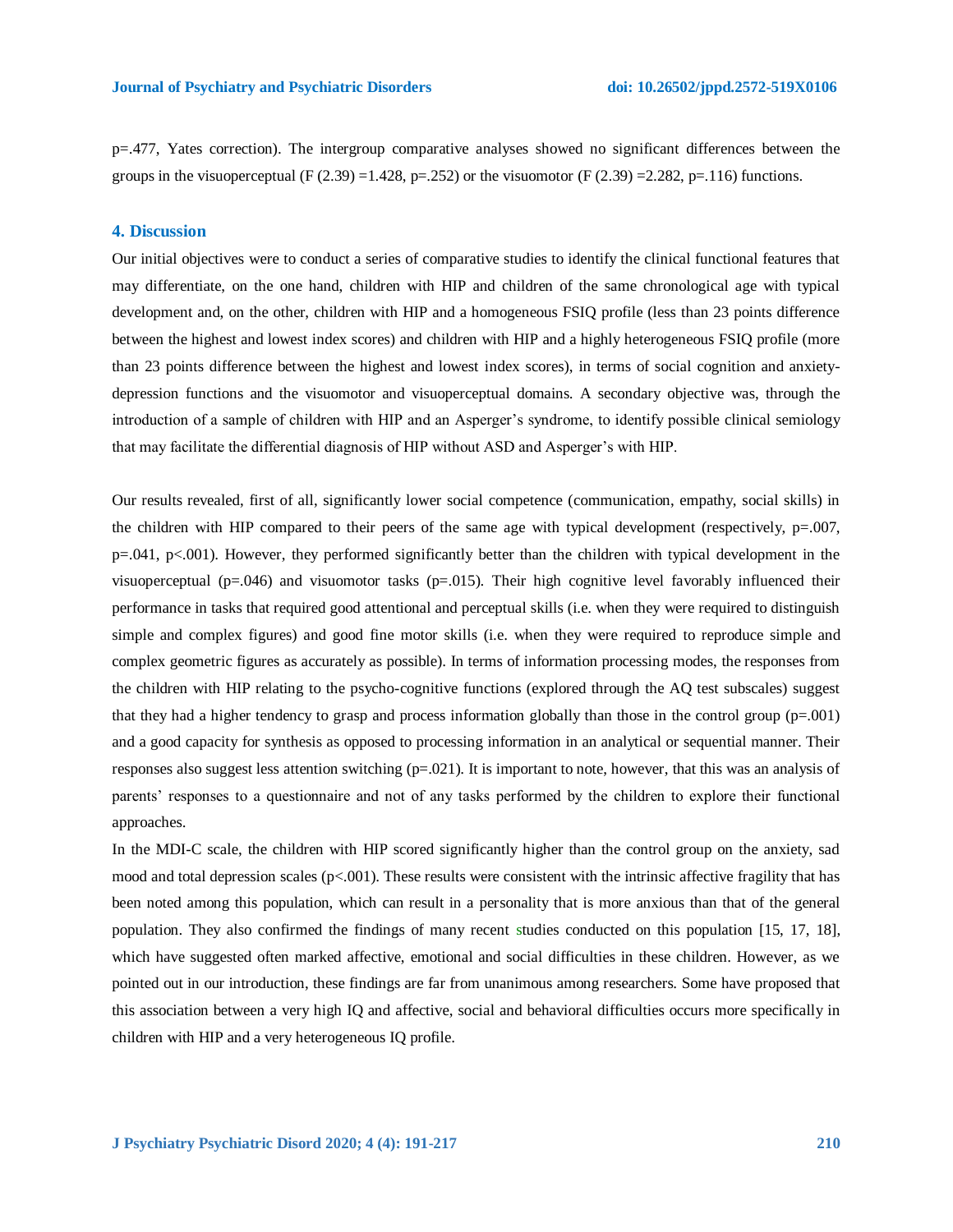$p=.477$, Yates correction). The intergroup comparative analyses showed no significant differences between the groups in the visuoperceptual ($F (2.39) =1.428$, $p=.252$) or the visuomotor ($F (2.39) =2.282$, $p=.116$) functions.

## 4. Discussion

Our initial objectives were to conduct a series of comparative studies to identify the clinical functional features that may differentiate, on the one hand, children with HIP and children of the same chronological age with typical development and, on the other, children with HIP and a homogeneous FSIQ profile (less than 23 points difference between the highest and lowest index scores) and children with HIP and a highly heterogeneous FSIQ profile (more than 23 points difference between the highest and lowest index scores), in terms of social cognition and anxiety-depression functions and the visuomotor and visuoperceptual domains. A secondary objective was, through the introduction of a sample of children with HIP and an Asperger's syndrome, to identify possible clinical semiology that may facilitate the differential diagnosis of HIP without ASD and Asperger's with HIP.

Our results revealed, first of all, significantly lower social competence (communication, empathy, social skills) in the children with HIP compared to their peers of the same age with typical development (respectively, $p=.007$, $p=.041$, $p<.001$). However, they performed significantly better than the children with typical development in the visuoperceptual ($p=.046$) and visuomotor tasks ($p=.015$). Their high cognitive level favorably influenced their performance in tasks that required good attentional and perceptual skills (i.e. when they were required to distinguish simple and complex figures) and good fine motor skills (i.e. when they were required to reproduce simple and complex geometric figures as accurately as possible). In terms of information processing modes, the responses from the children with HIP relating to the psycho-cognitive functions (explored through the AQ test subscales) suggest that they had a higher tendency to grasp and process information globally than those in the control group ($p=.001$) and a good capacity for synthesis as opposed to processing information in an analytical or sequential manner. Their responses also suggest less attention switching ($p=.021$). It is important to note, however, that this was an analysis of parents' responses to a questionnaire and not of any tasks performed by the children to explore their functional approaches.

In the MDI-C scale, the children with HIP scored significantly higher than the control group on the anxiety, sad mood and total depression scales ($p<.001$). These results were consistent with the intrinsic affective fragility that has been noted among this population, which can result in a personality that is more anxious than that of the general population. They also confirmed the findings of many recent studies conducted on this population [15, 17, 18], which have suggested often marked affective, emotional and social difficulties in these children. However, as we pointed out in our introduction, these findings are far from unanimous among researchers. Some have proposed that this association between a very high IQ and affective, social and behavioral difficulties occurs more specifically in children with HIP and a very heterogeneous IQ profile.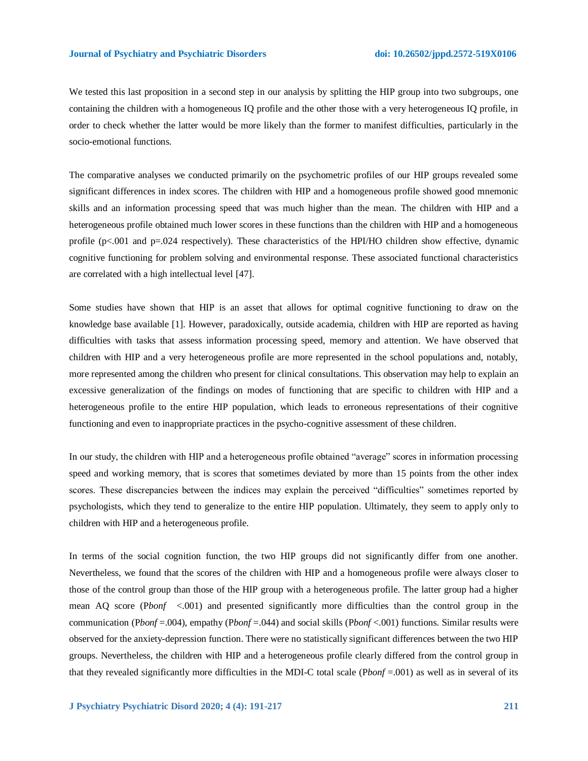We tested this last proposition in a second step in our analysis by splitting the HIP group into two subgroups, one containing the children with a homogeneous IQ profile and the other those with a very heterogeneous IQ profile, in order to check whether the latter would be more likely than the former to manifest difficulties, particularly in the socio-emotional functions.

The comparative analyses we conducted primarily on the psychometric profiles of our HIP groups revealed some significant differences in index scores. The children with HIP and a homogeneous profile showed good mnemonic skills and an information processing speed that was much higher than the mean. The children with HIP and a heterogeneous profile obtained much lower scores in these functions than the children with HIP and a homogeneous profile ($p<.001$ and $p=.024$ respectively). These characteristics of the HPI/HO children show effective, dynamic cognitive functioning for problem solving and environmental response. These associated functional characteristics are correlated with a high intellectual level [47].

Some studies have shown that HIP is an asset that allows for optimal cognitive functioning to draw on the knowledge base available [1]. However, paradoxically, outside academia, children with HIP are reported as having difficulties with tasks that assess information processing speed, memory and attention. We have observed that children with HIP and a very heterogeneous profile are more represented in the school populations and, notably, more represented among the children who present for clinical consultations. This observation may help to explain an excessive generalization of the findings on modes of functioning that are specific to children with HIP and a heterogeneous profile to the entire HIP population, which leads to erroneous representations of their cognitive functioning and even to inappropriate practices in the psycho-cognitive assessment of these children.

In our study, the children with HIP and a heterogeneous profile obtained "average" scores in information processing speed and working memory, that is scores that sometimes deviated by more than 15 points from the other index scores. These discrepancies between the indices may explain the perceived "difficulties" sometimes reported by psychologists, which they tend to generalize to the entire HIP population. Ultimately, they seem to apply only to children with HIP and a heterogeneous profile.

In terms of the social cognition function, the two HIP groups did not significantly differ from one another. Nevertheless, we found that the scores of the children with HIP and a homogeneous profile were always closer to those of the control group than those of the HIP group with a heterogeneous profile. The latter group had a higher mean AQ score ($P_{bonf} <.001$) and presented significantly more difficulties than the control group in the communication ($P_{bonf} =.004$), empathy ($P_{bonf} =.044$) and social skills ($P_{bonf} <.001$) functions. Similar results were observed for the anxiety-depression function. There were no statistically significant differences between the two HIP groups. Nevertheless, the children with HIP and a heterogeneous profile clearly differed from the control group in that they revealed significantly more difficulties in the MDI-C total scale ($P_{bonf} =.001$) as well as in several of its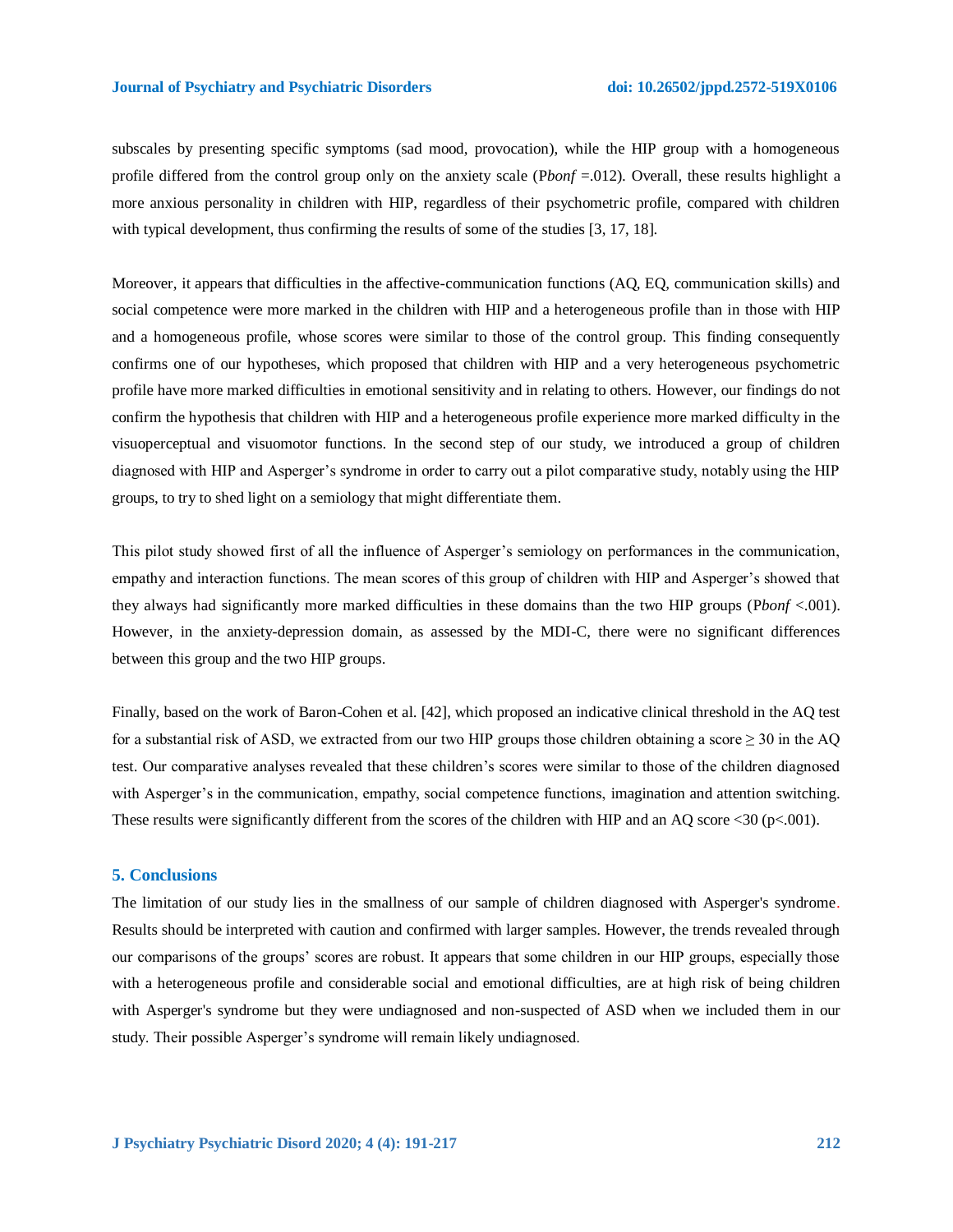subscales by presenting specific symptoms (sad mood, provocation), while the HIP group with a homogeneous profile differed from the control group only on the anxiety scale (P*bonf* =.012). Overall, these results highlight a more anxious personality in children with HIP, regardless of their psychometric profile, compared with children with typical development, thus confirming the results of some of the studies [3, 17, 18].

Moreover, it appears that difficulties in the affective-communication functions (AQ, EQ, communication skills) and social competence were more marked in the children with HIP and a heterogeneous profile than in those with HIP and a homogeneous profile, whose scores were similar to those of the control group. This finding consequently confirms one of our hypotheses, which proposed that children with HIP and a very heterogeneous psychometric profile have more marked difficulties in emotional sensitivity and in relating to others. However, our findings do not confirm the hypothesis that children with HIP and a heterogeneous profile experience more marked difficulty in the visuoperceptual and visuomotor functions. In the second step of our study, we introduced a group of children diagnosed with HIP and Asperger's syndrome in order to carry out a pilot comparative study, notably using the HIP groups, to try to shed light on a semiology that might differentiate them.

This pilot study showed first of all the influence of Asperger's semiology on performances in the communication, empathy and interaction functions. The mean scores of this group of children with HIP and Asperger's showed that they always had significantly more marked difficulties in these domains than the two HIP groups (P*bonf* <.001). However, in the anxiety-depression domain, as assessed by the MDI-C, there were no significant differences between this group and the two HIP groups.

Finally, based on the work of Baron-Cohen et al. [42], which proposed an indicative clinical threshold in the AQ test for a substantial risk of ASD, we extracted from our two HIP groups those children obtaining a score ≥ 30 in the AQ test. Our comparative analyses revealed that these children's scores were similar to those of the children diagnosed with Asperger's in the communication, empathy, social competence functions, imagination and attention switching. These results were significantly different from the scores of the children with HIP and an AQ score <30 (p<.001).

## 5. Conclusions

The limitation of our study lies in the smallness of our sample of children diagnosed with Asperger's syndrome. Results should be interpreted with caution and confirmed with larger samples. However, the trends revealed through our comparisons of the groups' scores are robust. It appears that some children in our HIP groups, especially those with a heterogeneous profile and considerable social and emotional difficulties, are at high risk of being children with Asperger's syndrome but they were undiagnosed and non-suspected of ASD when we included them in our study. Their possible Asperger's syndrome will remain likely undiagnosed.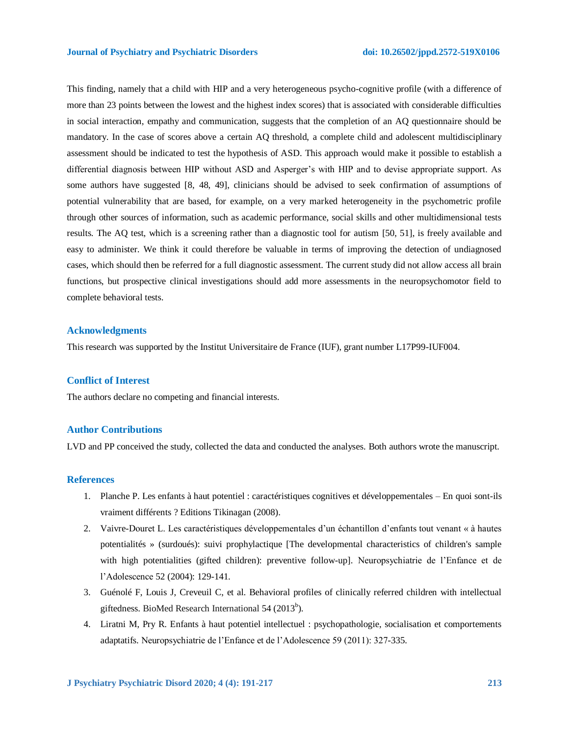This finding, namely that a child with HIP and a very heterogeneous psycho-cognitive profile (with a difference of more than 23 points between the lowest and the highest index scores) that is associated with considerable difficulties in social interaction, empathy and communication, suggests that the completion of an AQ questionnaire should be mandatory. In the case of scores above a certain AQ threshold, a complete child and adolescent multidisciplinary assessment should be indicated to test the hypothesis of ASD. This approach would make it possible to establish a differential diagnosis between HIP without ASD and Asperger's with HIP and to devise appropriate support. As some authors have suggested [8, 48, 49], clinicians should be advised to seek confirmation of assumptions of potential vulnerability that are based, for example, on a very marked heterogeneity in the psychometric profile through other sources of information, such as academic performance, social skills and other multidimensional tests results. The AQ test, which is a screening rather than a diagnostic tool for autism [50, 51], is freely available and easy to administer. We think it could therefore be valuable in terms of improving the detection of undiagnosed cases, which should then be referred for a full diagnostic assessment. The current study did not allow access all brain functions, but prospective clinical investigations should add more assessments in the neuropsychomotor field to complete behavioral tests.

## Acknowledgments

This research was supported by the Institut Universitaire de France (IUF), grant number L17P99-IUF004.

## Conflict of Interest

The authors declare no competing and financial interests.

## Author Contributions

LVD and PP conceived the study, collected the data and conducted the analyses. Both authors wrote the manuscript.

## References

1. Planche P. Les enfants à haut potentiel : caractéristiques cognitives et développementales – En quoi sont-ils vraiment différents ? Editions Tikinagan (2008).
2. Vaivre-Douret L. Les caractéristiques développementales d'un échantillon d'enfants tout venant « à hautes potentialités » (surdoués): suivi prophylactique [The developmental characteristics of children's sample with high potentialities (gifted children): preventive follow-up]. Neuropsychiatrie de l'Enfance et de l'Adolescence 52 (2004): 129-141.
3. Guénolé F, Louis J, Creveuil C, et al. Behavioral profiles of clinically referred children with intellectual giftedness. BioMed Research International 54 (2013[b]).
4. Liratni M, Pry R. Enfants à haut potentiel intellectuel : psychopathologie, socialisation et comportements adaptatifs. Neuropsychiatrie de l'Enfance et de l'Adolescence 59 (2011): 327-335.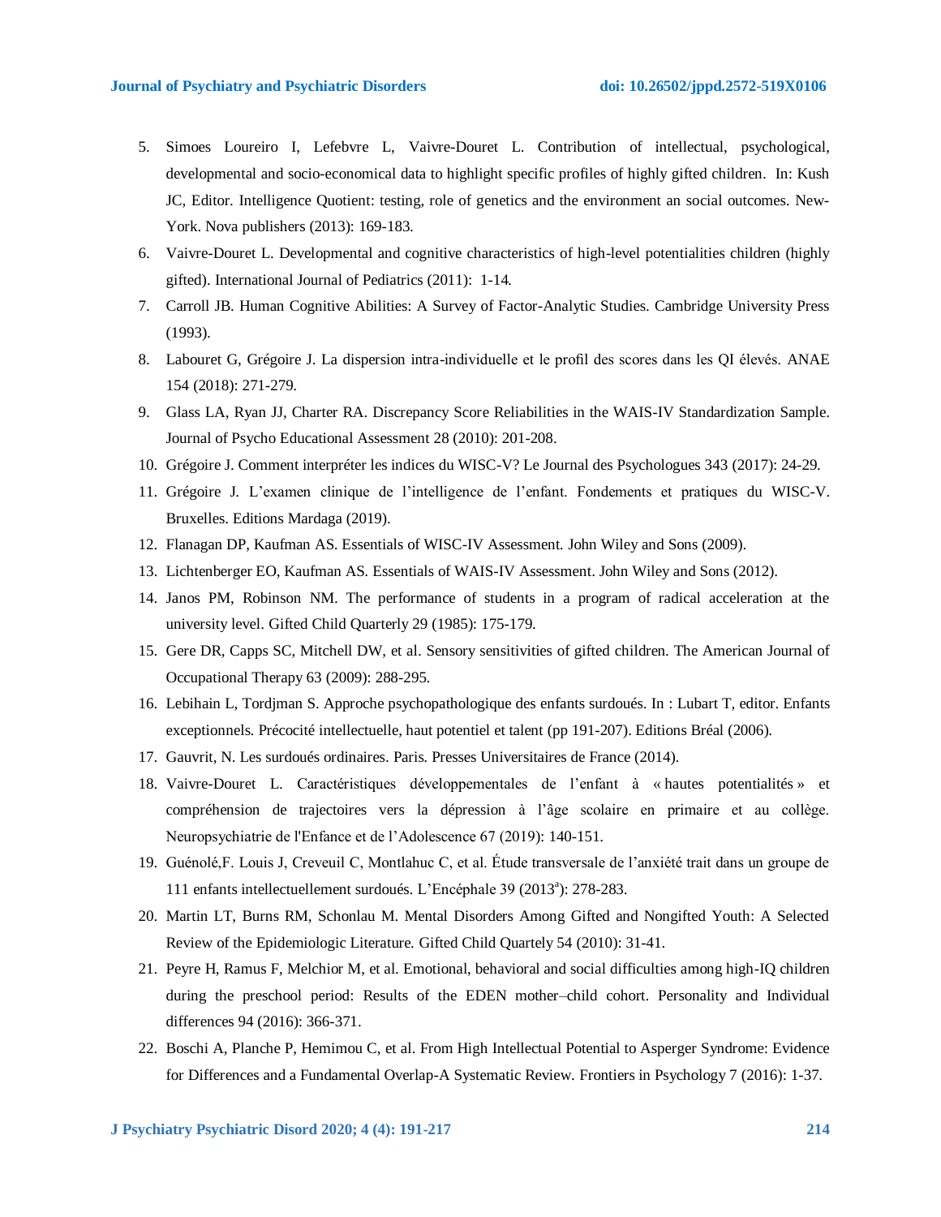5. Simoes Loureiro I, Lefebvre L, Vaivre-Douret L. Contribution of intellectual, psychological, developmental and socio-economical data to highlight specific profiles of highly gifted children. In: Kush JC, Editor. Intelligence Quotient: testing, role of genetics and the environment an social outcomes. New-York. Nova publishers (2013): 169-183.
6. Vaivre-Douret L. Developmental and cognitive characteristics of high-level potentialities children (highly gifted). International Journal of Pediatrics (2011): 1-14.
7. Carroll JB. Human Cognitive Abilities: A Survey of Factor-Analytic Studies. Cambridge University Press (1993).
8. Labouret G, Grégoire J. La dispersion intra-individuelle et le profil des scores dans les QI élevés. ANAE 154 (2018): 271-279.
9. Glass LA, Ryan JJ, Charter RA. Discrepancy Score Reliabilities in the WAIS-IV Standardization Sample. Journal of Psycho Educational Assessment 28 (2010): 201-208.
10. Grégoire J. Comment interpréter les indices du WISC-V? Le Journal des Psychologues 343 (2017): 24-29.
11. Grégoire J. L'examen clinique de l'intelligence de l'enfant. Fondements et pratiques du WISC-V. Bruxelles. Editions Mardaga (2019).
12. Flanagan DP, Kaufman AS. Essentials of WISC-IV Assessment. John Wiley and Sons (2009).
13. Lichtenberger EO, Kaufman AS. Essentials of WAIS-IV Assessment. John Wiley and Sons (2012).
14. Janos PM, Robinson NM. The performance of students in a program of radical acceleration at the university level. Gifted Child Quarterly 29 (1985): 175-179.
15. Gere DR, Capps SC, Mitchell DW, et al. Sensory sensitivities of gifted children. The American Journal of Occupational Therapy 63 (2009): 288-295.
16. Lebihain L, Tordjman S. Approche psychopathologique des enfants surdoués. In : Lubart T, editor. Enfants exceptionnels. Précocité intellectuelle, haut potentiel et talent (pp 191-207). Editions Bréal (2006).
17. Gauvrit, N. Les surdoués ordinaires. Paris. Presses Universitaires de France (2014).
18. Vaivre-Douret L. Caractéristiques développementales de l'enfant à « hautes potentialités » et compréhension de trajectoires vers la dépression à l'âge scolaire en primaire et au collège. Neuropsychiatrie de l'Enfance et de l'Adolescence 67 (2019): 140-151.
19. Guénolé,F. Louis J, Creveuil C, Montlahuc C, et al. Étude transversale de l'anxiété trait dans un groupe de 111 enfants intellectuellement surdoués. L'Encéphale 39 (2013[a]): 278-283.
20. Martin LT, Burns RM, Schonlau M. Mental Disorders Among Gifted and Nongifted Youth: A Selected Review of the Epidemiologic Literature. Gifted Child Quartely 54 (2010): 31-41.
21. Peyre H, Ramus F, Melchior M, et al. Emotional, behavioral and social difficulties among high-IQ children during the preschool period: Results of the EDEN mother–child cohort. Personality and Individual differences 94 (2016): 366-371.
22. Boschi A, Planche P, Hemimou C, et al. From High Intellectual Potential to Asperger Syndrome: Evidence for Differences and a Fundamental Overlap-A Systematic Review. Frontiers in Psychology 7 (2016): 1-37.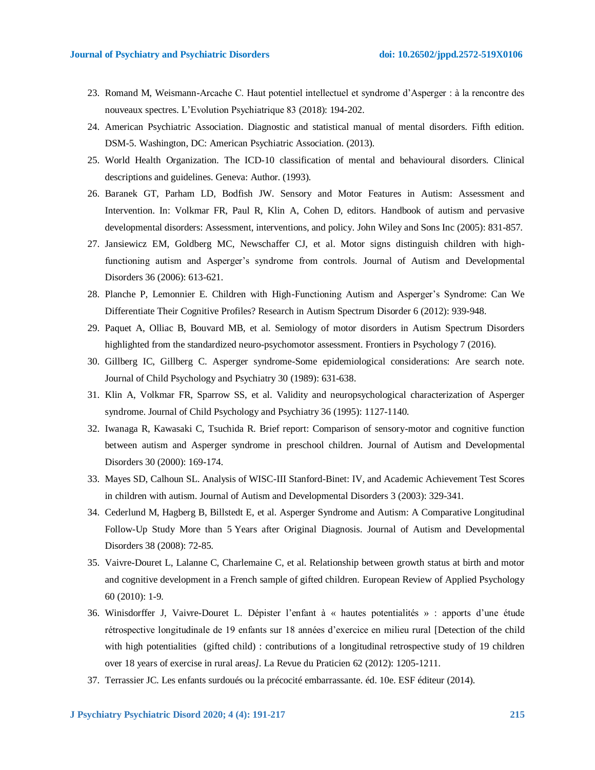23. Romand M, Weismann-Arcache C. Haut potentiel intellectuel et syndrome d'Asperger : à la rencontre des nouveaux spectres. L'Evolution Psychiatrique 83 (2018): 194-202.
24. American Psychiatric Association. Diagnostic and statistical manual of mental disorders. Fifth edition. DSM-5. Washington, DC: American Psychiatric Association. (2013).
25. World Health Organization. The ICD-10 classification of mental and behavioural disorders. Clinical descriptions and guidelines. Geneva: Author. (1993).
26. Baranek GT, Parham LD, Bodfish JW. Sensory and Motor Features in Autism: Assessment and Intervention. In: Volkmar FR, Paul R, Klin A, Cohen D, editors. Handbook of autism and pervasive developmental disorders: Assessment, interventions, and policy. John Wiley and Sons Inc (2005): 831-857.
27. Jansiewicz EM, Goldberg MC, Newschaffer CJ, et al. Motor signs distinguish children with high-functioning autism and Asperger's syndrome from controls. Journal of Autism and Developmental Disorders 36 (2006): 613-621.
28. Planche P, Lemonnier E. Children with High-Functioning Autism and Asperger's Syndrome: Can We Differentiate Their Cognitive Profiles? Research in Autism Spectrum Disorder 6 (2012): 939-948.
29. Paquet A, Olliac B, Bouvard MB, et al. Semiology of motor disorders in Autism Spectrum Disorders highlighted from the standardized neuro-psychomotor assessment. Frontiers in Psychology 7 (2016).
30. Gillberg IC, Gillberg C. Asperger syndrome-Some epidemiological considerations: Are search note. Journal of Child Psychology and Psychiatry 30 (1989): 631-638.
31. Klin A, Volkmar FR, Sparrow SS, et al. Validity and neuropsychological characterization of Asperger syndrome. Journal of Child Psychology and Psychiatry 36 (1995): 1127-1140.
32. Iwanaga R, Kawasaki C, Tsuchida R. Brief report: Comparison of sensory-motor and cognitive function between autism and Asperger syndrome in preschool children. Journal of Autism and Developmental Disorders 30 (2000): 169-174.
33. Mayes SD, Calhoun SL. Analysis of WISC-III Stanford-Binet: IV, and Academic Achievement Test Scores in children with autism. Journal of Autism and Developmental Disorders 3 (2003): 329-341.
34. Cederlund M, Hagberg B, Billstedt E, et al. Asperger Syndrome and Autism: A Comparative Longitudinal Follow-Up Study More than 5 Years after Original Diagnosis. Journal of Autism and Developmental Disorders 38 (2008): 72-85.
35. Vaivre-Douret L, Lalanne C, Charlemaine C, et al. Relationship between growth status at birth and motor and cognitive development in a French sample of gifted children. European Review of Applied Psychology 60 (2010): 1-9.
36. Winisdorffer J, Vaivre-Douret L. Dépister l'enfant à « hautes potentialités » : apports d'une étude rétrospective longitudinale de 19 enfants sur 18 années d'exercice en milieu rural [Detection of the child with high potentialities (gifted child) : contributions of a longitudinal retrospective study of 19 children over 18 years of exercise in rural areas*]*. La Revue du Praticien 62 (2012): 1205-1211.
37. Terrassier JC. Les enfants surdoués ou la précocité embarrassante. éd. 10e. ESF éditeur (2014).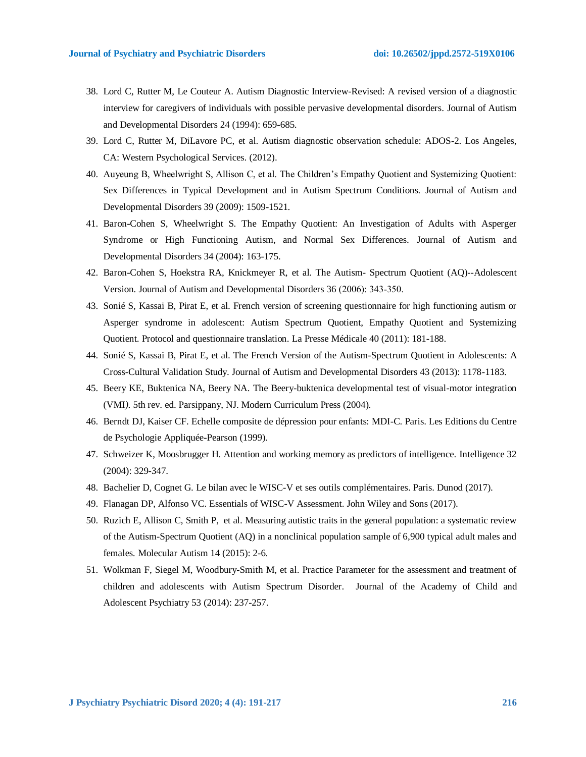38. Lord C, Rutter M, Le Couteur A. Autism Diagnostic Interview-Revised: A revised version of a diagnostic interview for caregivers of individuals with possible pervasive developmental disorders. Journal of Autism and Developmental Disorders 24 (1994): 659-685.
39. Lord C, Rutter M, DiLavore PC, et al. Autism diagnostic observation schedule: ADOS-2. Los Angeles, CA: Western Psychological Services. (2012).
40. Auyeung B, Wheelwright S, Allison C, et al. The Children's Empathy Quotient and Systemizing Quotient: Sex Differences in Typical Development and in Autism Spectrum Conditions. Journal of Autism and Developmental Disorders 39 (2009): 1509-1521.
41. Baron-Cohen S, Wheelwright S. The Empathy Quotient: An Investigation of Adults with Asperger Syndrome or High Functioning Autism, and Normal Sex Differences. Journal of Autism and Developmental Disorders 34 (2004): 163-175.
42. Baron-Cohen S, Hoekstra RA, Knickmeyer R, et al. The Autism- Spectrum Quotient (AQ)--Adolescent Version. Journal of Autism and Developmental Disorders 36 (2006): 343-350.
43. Sonié S, Kassai B, Pirat E, et al. French version of screening questionnaire for high functioning autism or Asperger syndrome in adolescent: Autism Spectrum Quotient, Empathy Quotient and Systemizing Quotient. Protocol and questionnaire translation. La Presse Médicale 40 (2011): 181-188.
44. Sonié S, Kassai B, Pirat E, et al. The French Version of the Autism-Spectrum Quotient in Adolescents: A Cross-Cultural Validation Study. Journal of Autism and Developmental Disorders 43 (2013): 1178-1183.
45. Beery KE, Buktenica NA, Beery NA. The Beery-buktenica developmental test of visual-motor integration (VMI). 5th rev. ed. Parsippany, NJ. Modern Curriculum Press (2004).
46. Berndt DJ, Kaiser CF. Echelle composite de dépression pour enfants: MDI-C. Paris. Les Editions du Centre de Psychologie Appliquée-Pearson (1999).
47. Schweizer K, Moosbrugger H. Attention and working memory as predictors of intelligence. Intelligence 32 (2004): 329-347.
48. Bachelier D, Cognet G. Le bilan avec le WISC-V et ses outils complémentaires. Paris. Dunod (2017).
49. Flanagan DP, Alfonso VC. Essentials of WISC-V Assessment. John Wiley and Sons (2017).
50. Ruzich E, Allison C, Smith P, et al. Measuring autistic traits in the general population: a systematic review of the Autism-Spectrum Quotient (AQ) in a nonclinical population sample of 6,900 typical adult males and females. Molecular Autism 14 (2015): 2-6.
51. Wolkman F, Siegel M, Woodbury-Smith M, et al. Practice Parameter for the assessment and treatment of children and adolescents with Autism Spectrum Disorder. Journal of the Academy of Child and Adolescent Psychiatry 53 (2014): 237-257.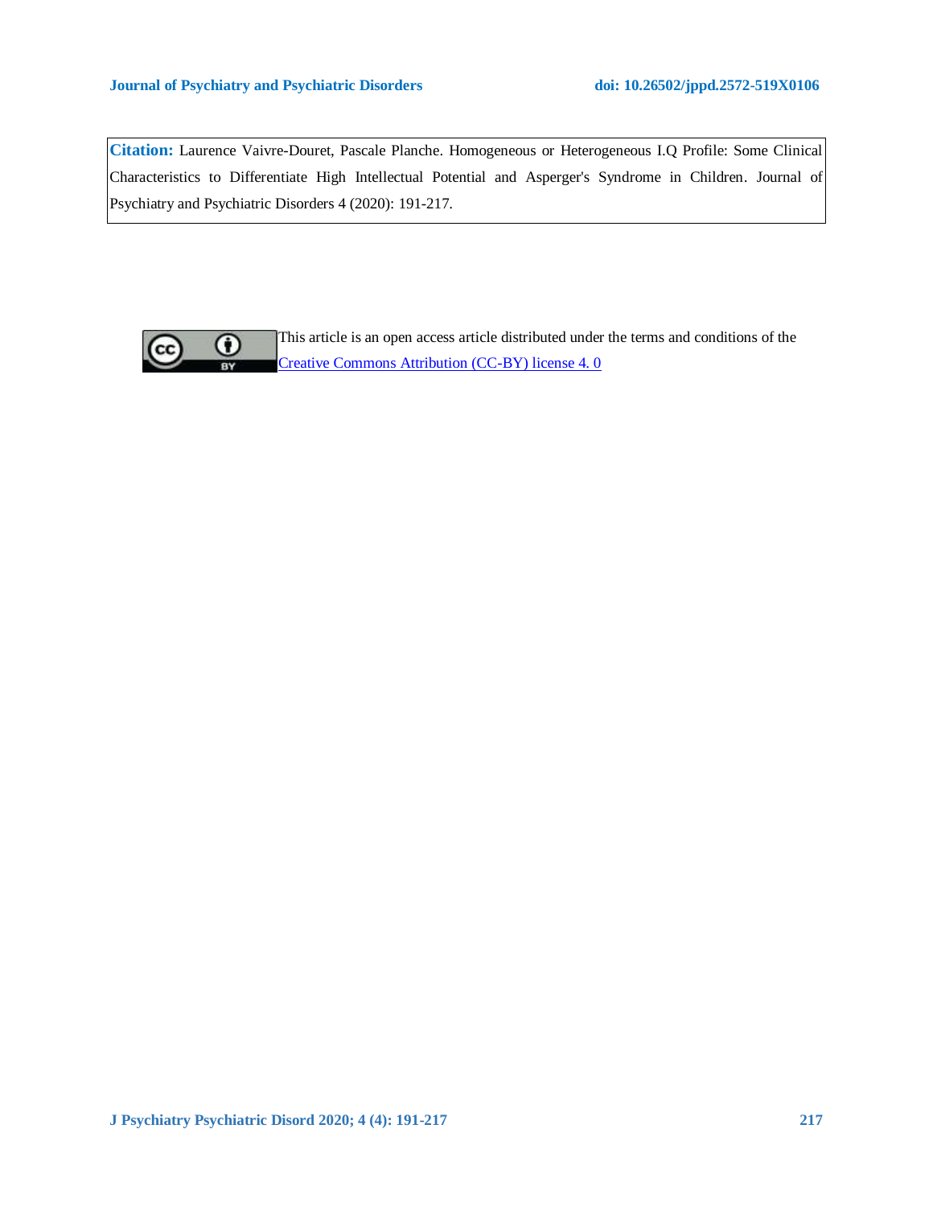**Citation:** Laurence Vaivre-Douret, Pascale Planche. Homogeneous or Heterogeneous I.Q Profile: Some Clinical Characteristics to Differentiate High Intellectual Potential and Asperger's Syndrome in Children. Journal of Psychiatry and Psychiatric Disorders 4 (2020): 191-217.

This article is an open access article distributed under the terms and conditions of the [Creative Commons Attribution (CC-BY) license 4. 0]